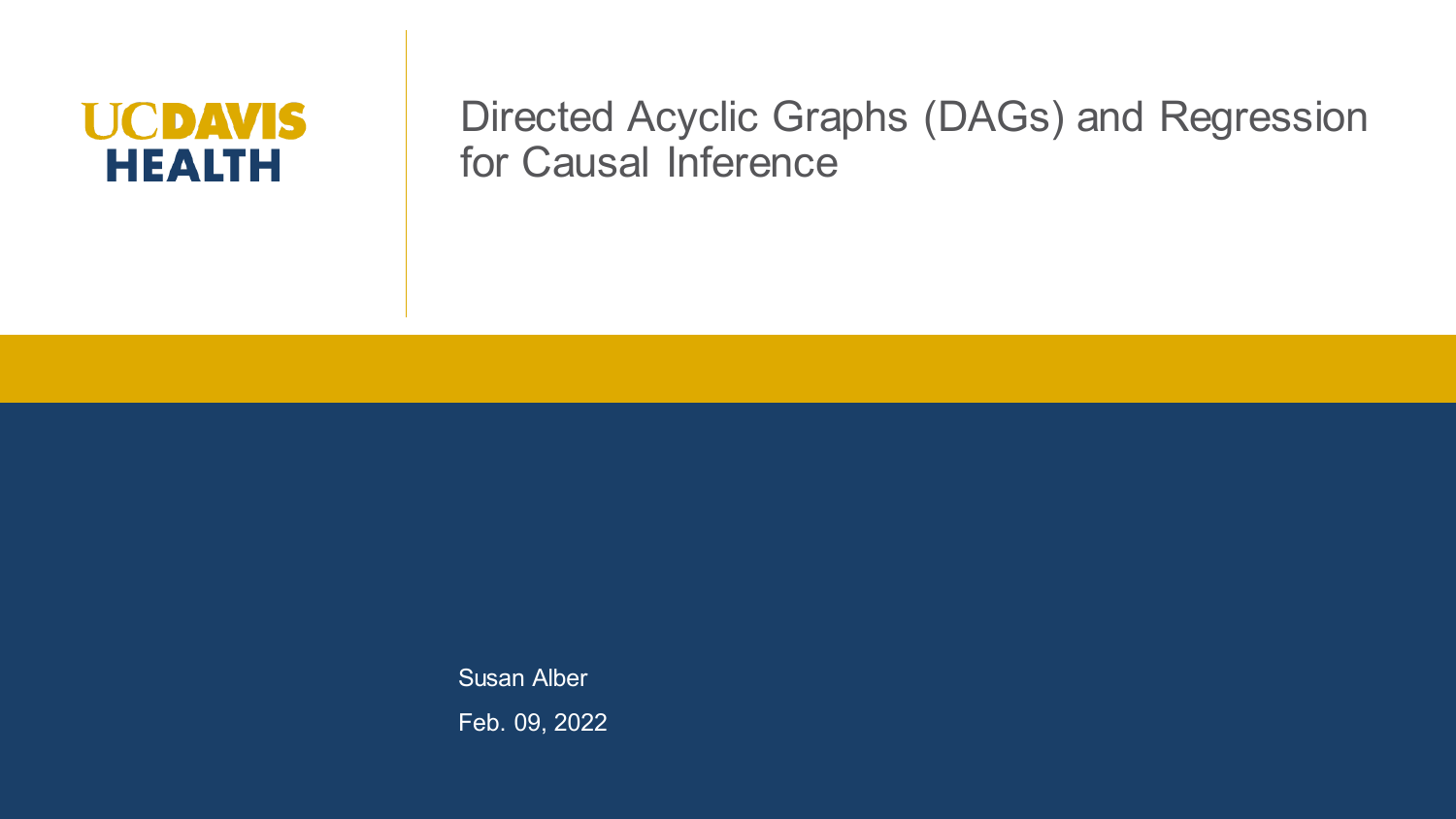UC DAVIS HEALTH

# Directed Acyclic Graphs (DAGs) and Regression for Causal Inference

Susan Alber

Feb. 09, 2022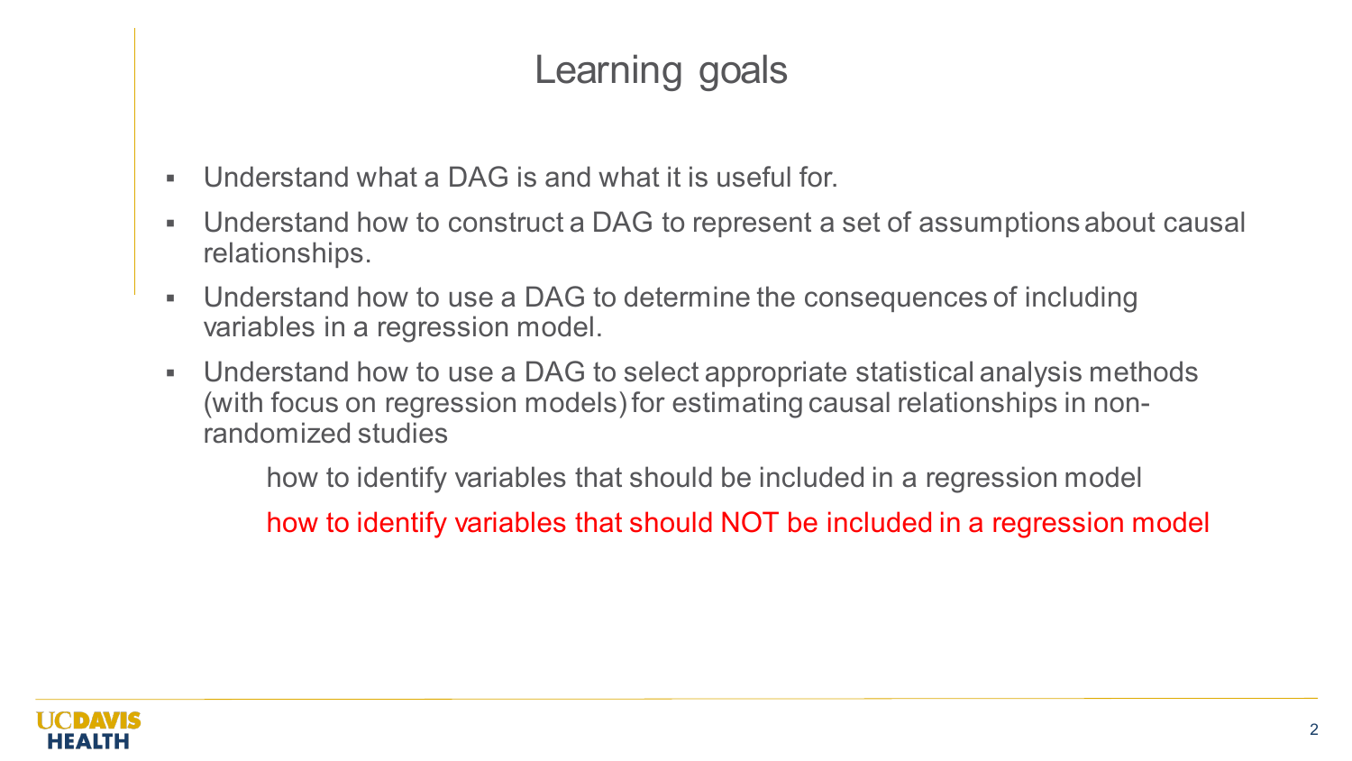# Learning goals

- Understand what a DAG is and what it is useful for.
- Understand how to construct a DAG to represent a set of assumptions about causal relationships.
- Understand how to use a DAG to determine the consequences of including variables in a regression model.
- Understand how to use a DAG to select appropriate statistical analysis methods (with focus on regression models) for estimating causal relationships in non-randomized studies

    how to identify variables that should be included in a regression model

    how to identify variables that should NOT be included in a regression model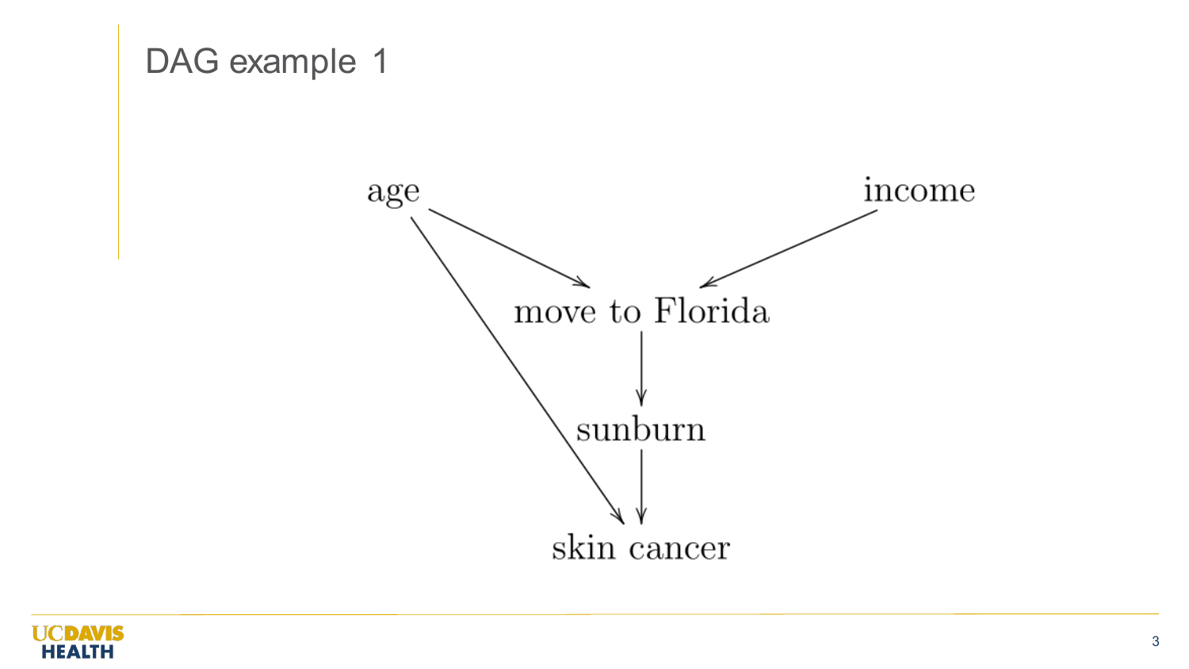# DAG example 1

age

income

move to Florida

sunburn

skin cancer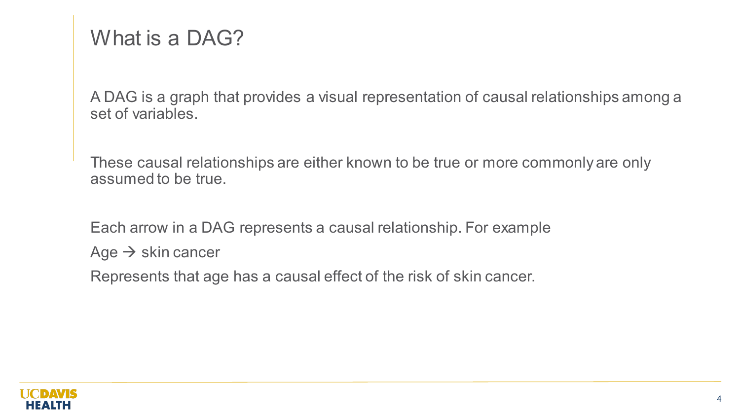# What is a DAG?

A DAG is a graph that provides a visual representation of causal relationships among a set of variables.

These causal relationships are either known to be true or more commonly are only assumed to be true.

Each arrow in a DAG represents a causal relationship. For example

Age → skin cancer

Represents that age has a causal effect of the risk of skin cancer.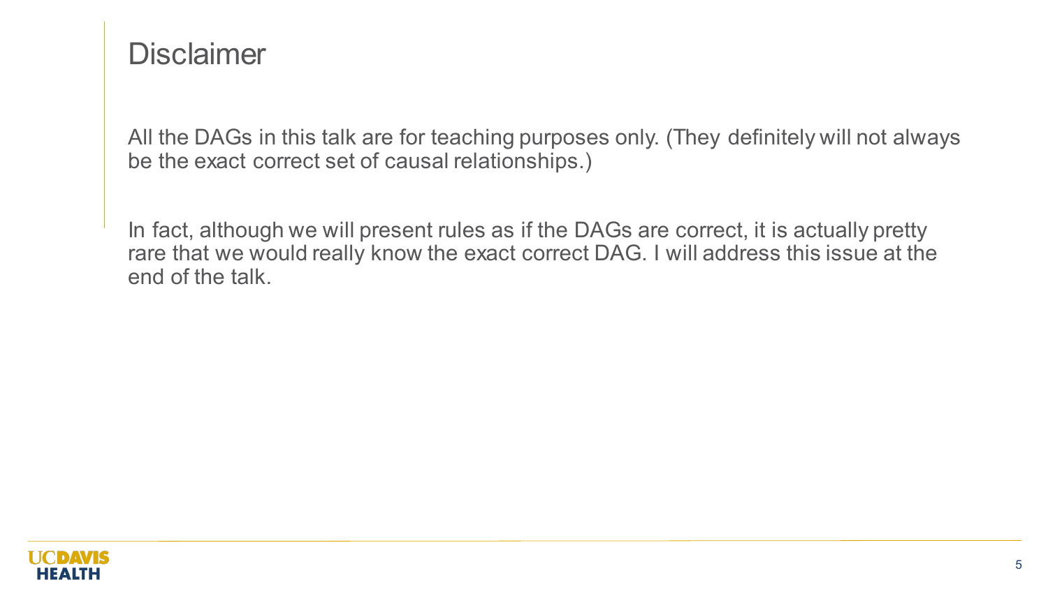# Disclaimer

All the DAGs in this talk are for teaching purposes only. (They definitely will not always be the exact correct set of causal relationships.)

In fact, although we will present rules as if the DAGs are correct, it is actually pretty rare that we would really know the exact correct DAG. I will address this issue at the end of the talk.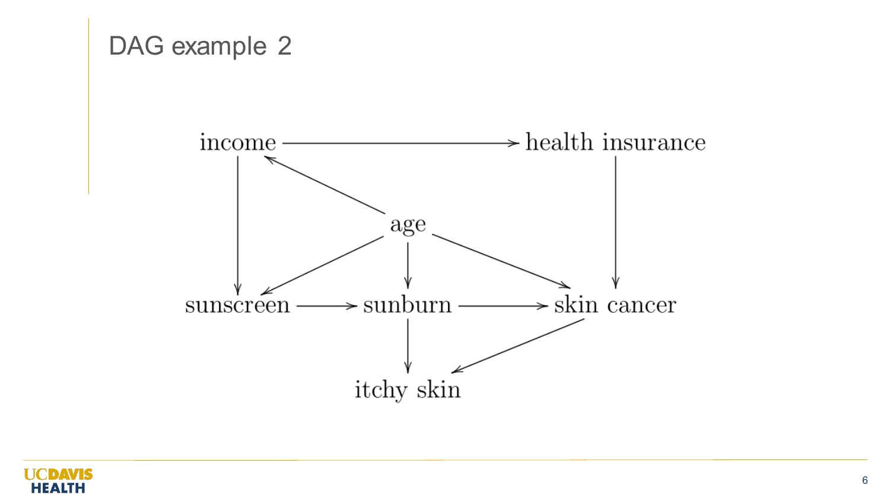# DAG example 2

income → health insurance
age → income
income → sunscreen
age → sunscreen
age → sunburn
age → skin cancer
health insurance → skin cancer
sunscreen → sunburn
sunburn → skin cancer
sunburn → itchy skin
skin cancer → itchy skin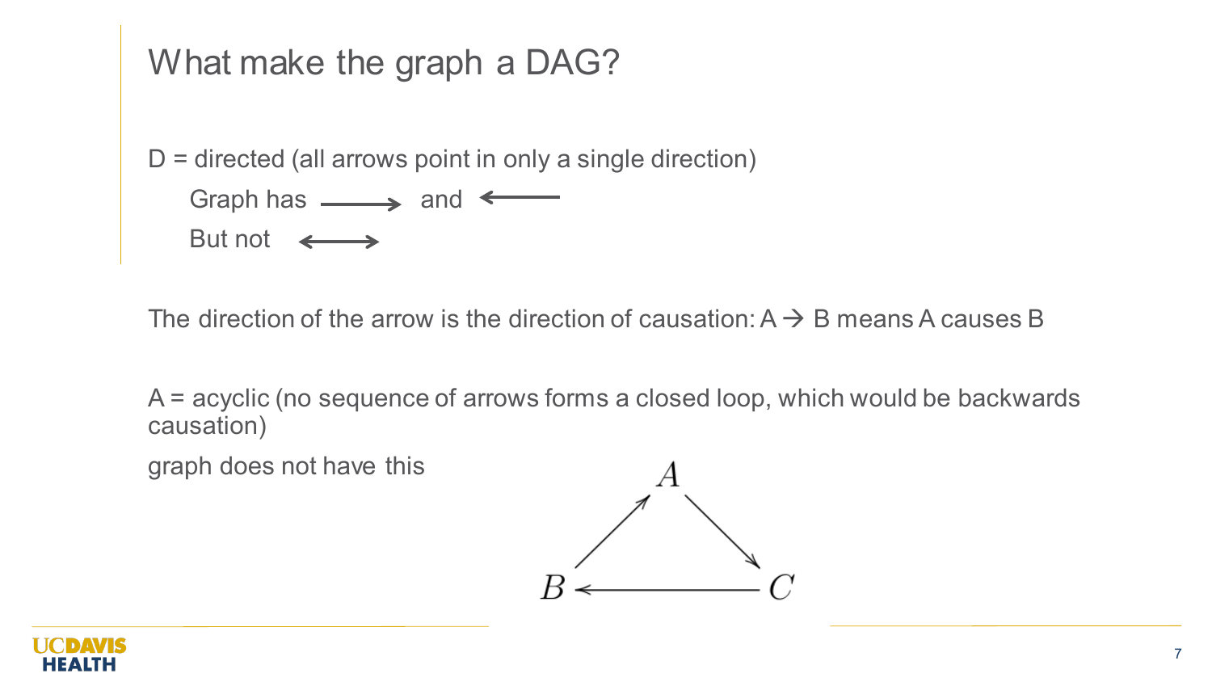# What make the graph a DAG?

D = directed (all arrows point in only a single direction)

Graph has ⟶ and ⟵

But not ⟷

The direction of the arrow is the direction of causation: A → B means A causes B

A = acyclic (no sequence of arrows forms a closed loop, which would be backwards causation)

graph does not have this

$$A \to C \to B \to A$$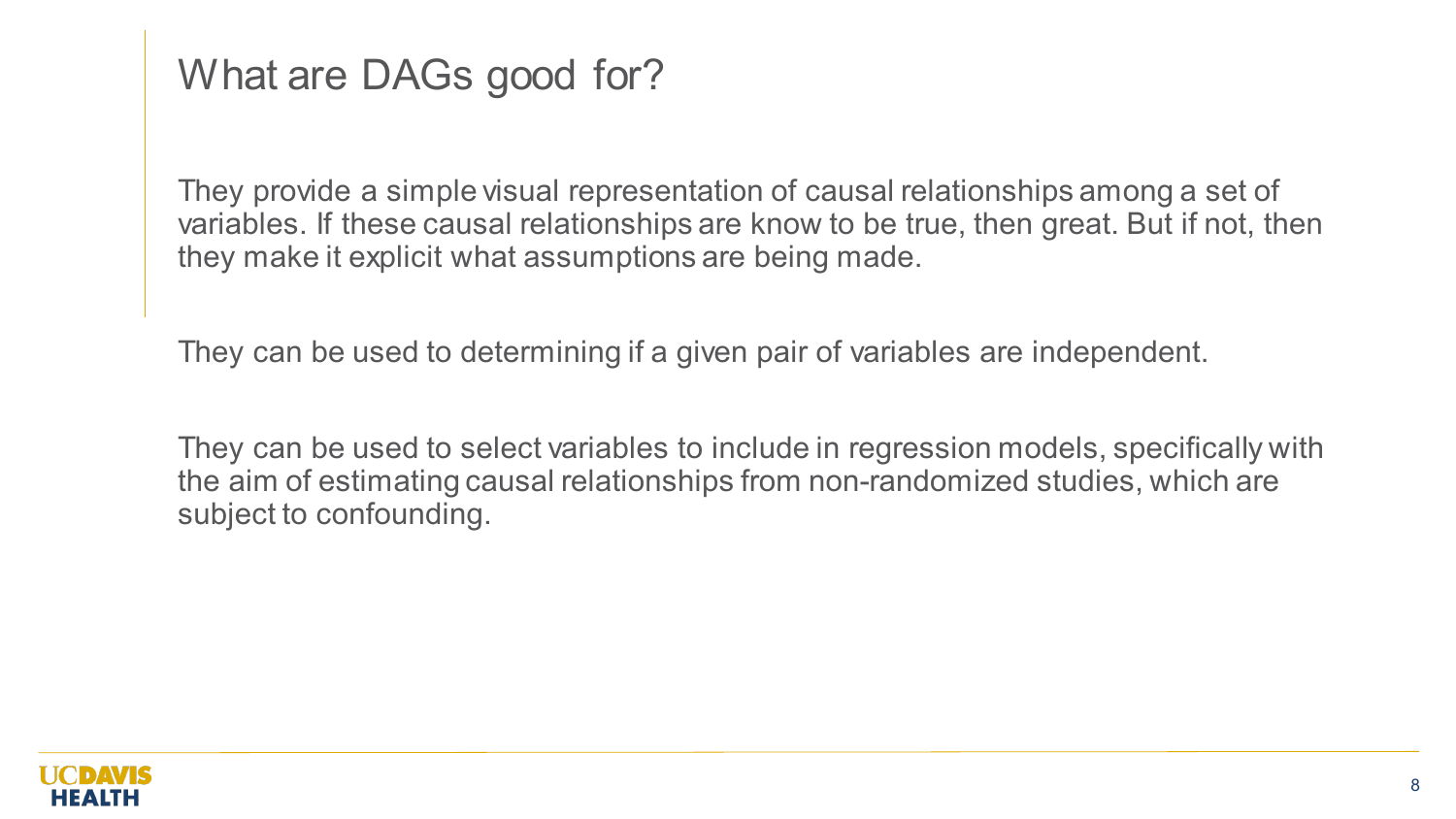# What are DAGs good for?

They provide a simple visual representation of causal relationships among a set of variables. If these causal relationships are know to be true, then great. But if not, then they make it explicit what assumptions are being made.

They can be used to determining if a given pair of variables are independent.

They can be used to select variables to include in regression models, specifically with the aim of estimating causal relationships from non-randomized studies, which are subject to confounding.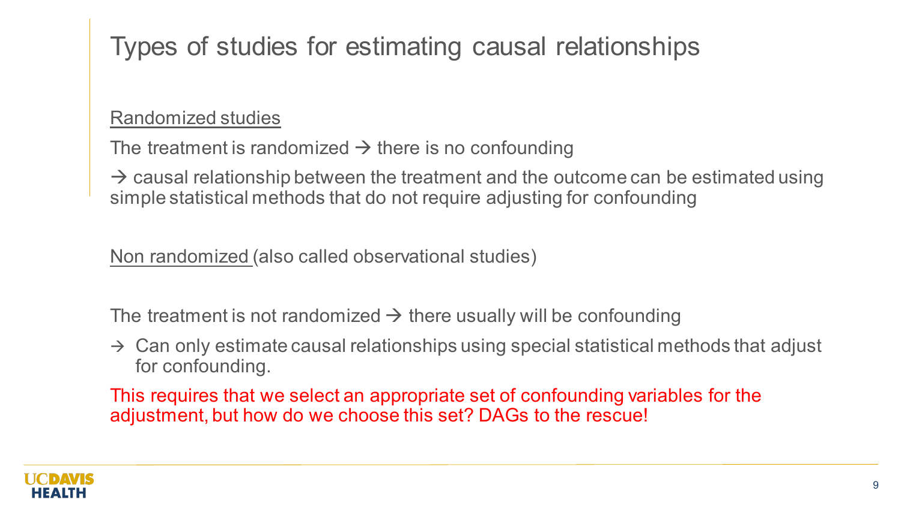# Types of studies for estimating causal relationships

Randomized studies

The treatment is randomized → there is no confounding

→ causal relationship between the treatment and the outcome can be estimated using simple statistical methods that do not require adjusting for confounding

Non randomized (also called observational studies)

The treatment is not randomized → there usually will be confounding

→ Can only estimate causal relationships using special statistical methods that adjust for confounding.

This requires that we select an appropriate set of confounding variables for the adjustment, but how do we choose this set? DAGs to the rescue!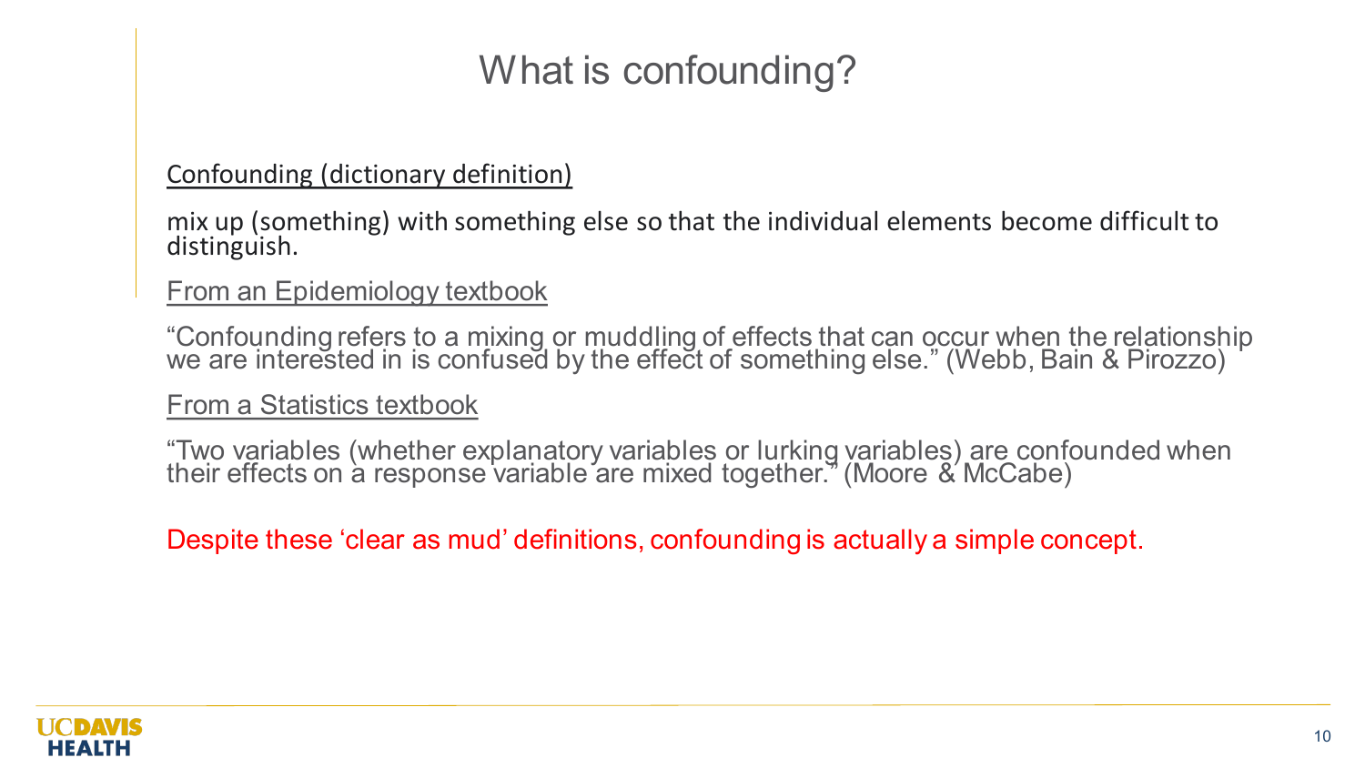# What is confounding?

Confounding (dictionary definition)

mix up (something) with something else so that the individual elements become difficult to distinguish.

From an Epidemiology textbook

"Confounding refers to a mixing or muddling of effects that can occur when the relationship we are interested in is confused by the effect of something else." (Webb, Bain & Pirozzo)

From a Statistics textbook

"Two variables (whether explanatory variables or lurking variables) are confounded when their effects on a response variable are mixed together." (Moore & McCabe)

Despite these 'clear as mud' definitions, confounding is actually a simple concept.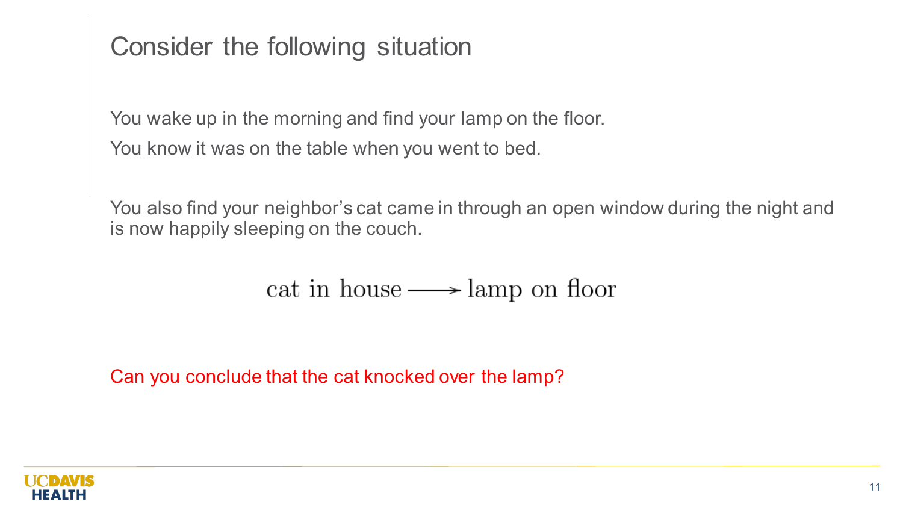# Consider the following situation

You wake up in the morning and find your lamp on the floor.

You know it was on the table when you went to bed.

You also find your neighbor's cat came in through an open window during the night and is now happily sleeping on the couch.

$$\text{cat in house} \longrightarrow \text{lamp on floor}$$

Can you conclude that the cat knocked over the lamp?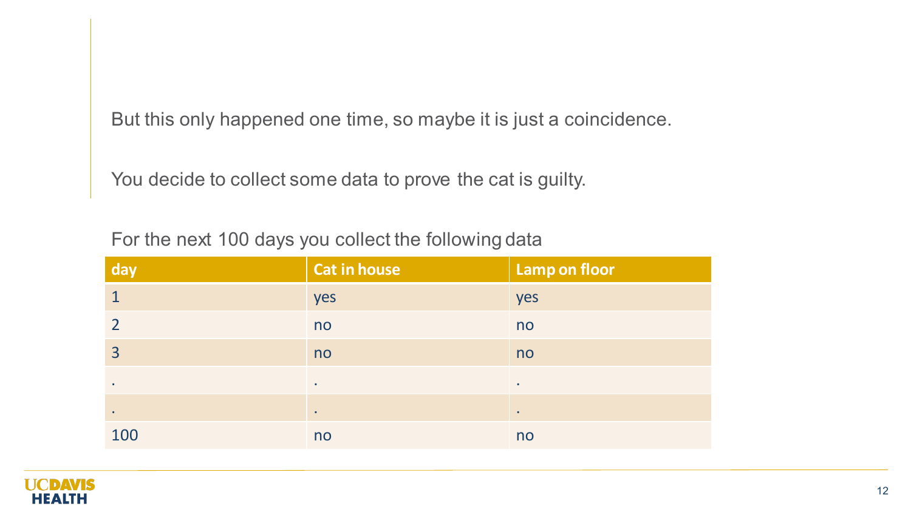But this only happened one time, so maybe it is just a coincidence.

You decide to collect some data to prove the cat is guilty.

For the next 100 days you collect the following data

| day | Cat in house | Lamp on floor |
| --- | --- | --- |
| 1 | yes | yes |
| 2 | no | no |
| 3 | no | no |
| . | . | . |
| . | . | . |
| 100 | no | no |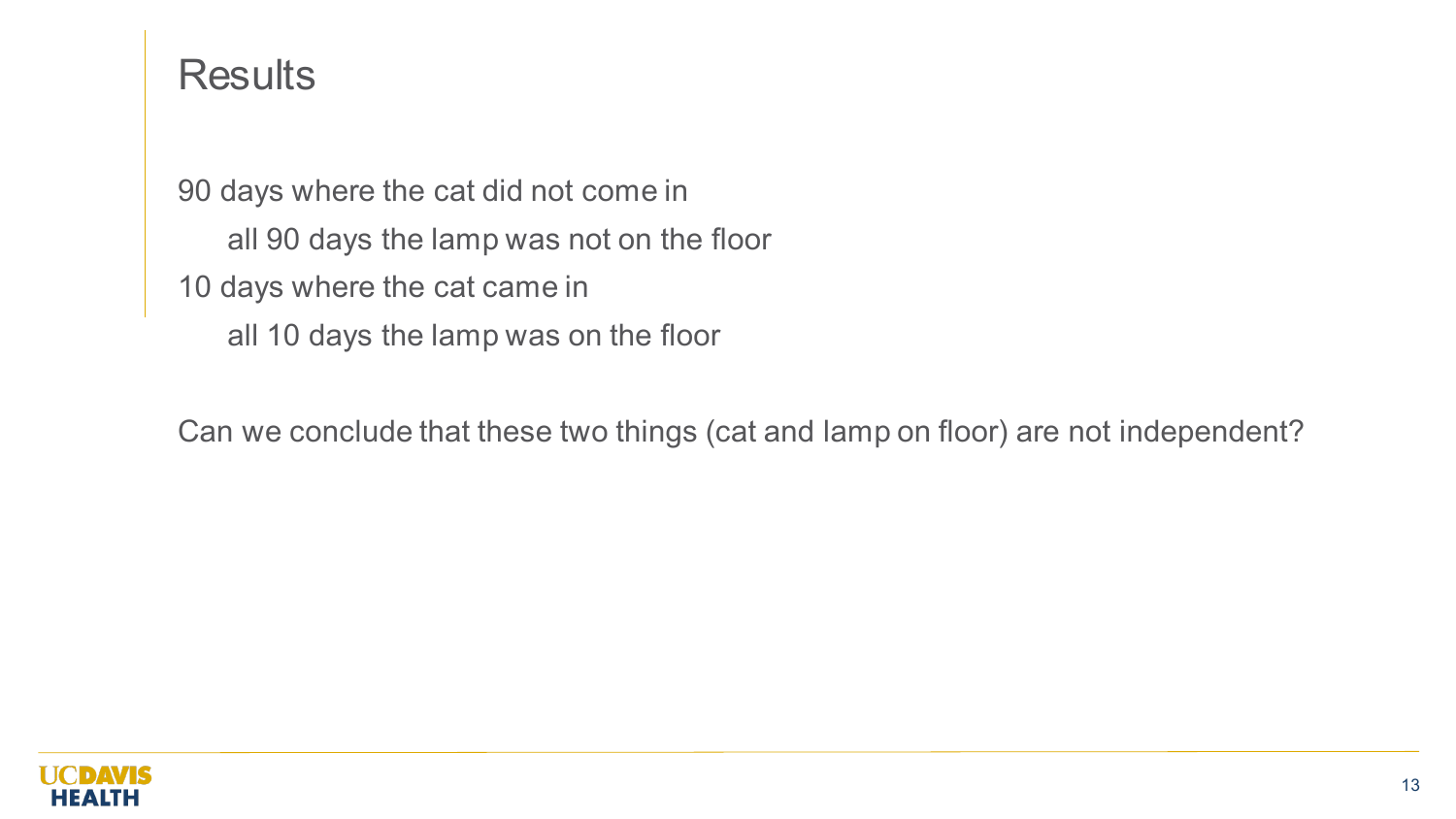# Results

90 days where the cat did not come in

- all 90 days the lamp was not on the floor

10 days where the cat came in

- all 10 days the lamp was on the floor

Can we conclude that these two things (cat and lamp on floor) are not independent?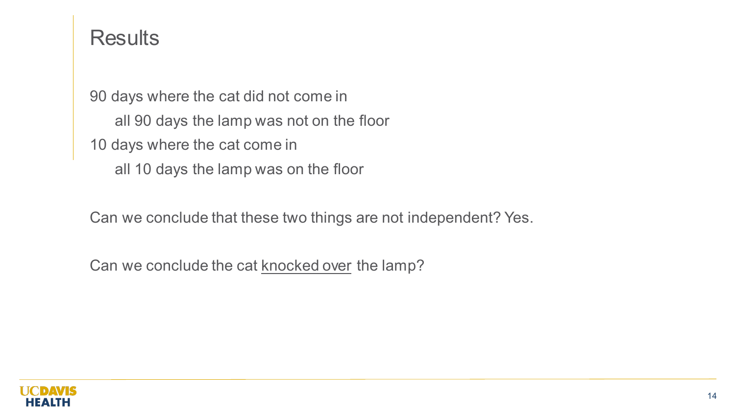# Results

90 days where the cat did not come in

- all 90 days the lamp was not on the floor

10 days where the cat come in

- all 10 days the lamp was on the floor

Can we conclude that these two things are not independent? Yes.

Can we conclude the cat <u>knocked over</u> the lamp?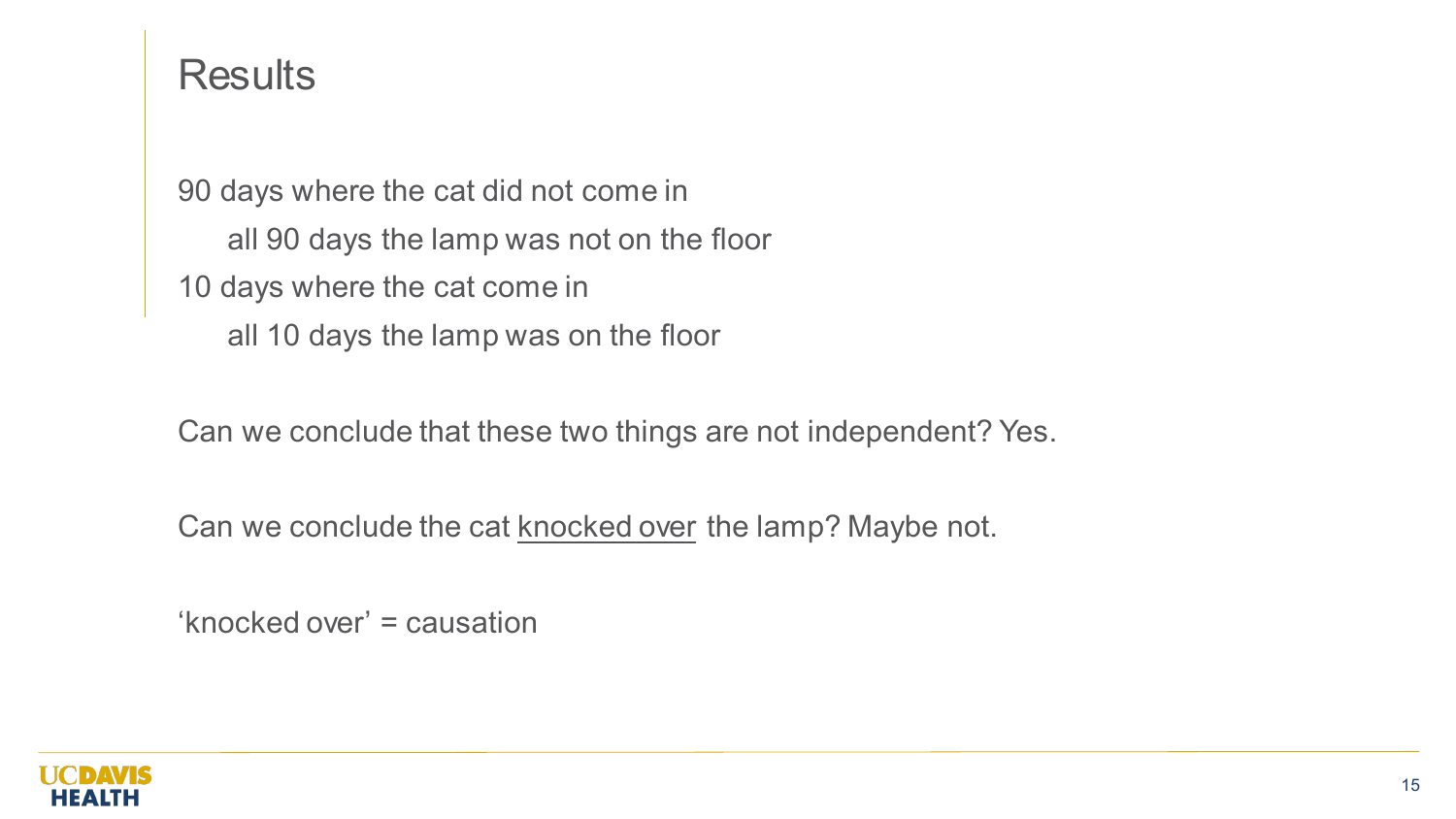# Results

90 days where the cat did not come in

- all 90 days the lamp was not on the floor

10 days where the cat come in

- all 10 days the lamp was on the floor

Can we conclude that these two things are not independent? Yes.

Can we conclude the cat <u>knocked over</u> the lamp? Maybe not.

'knocked over' = causation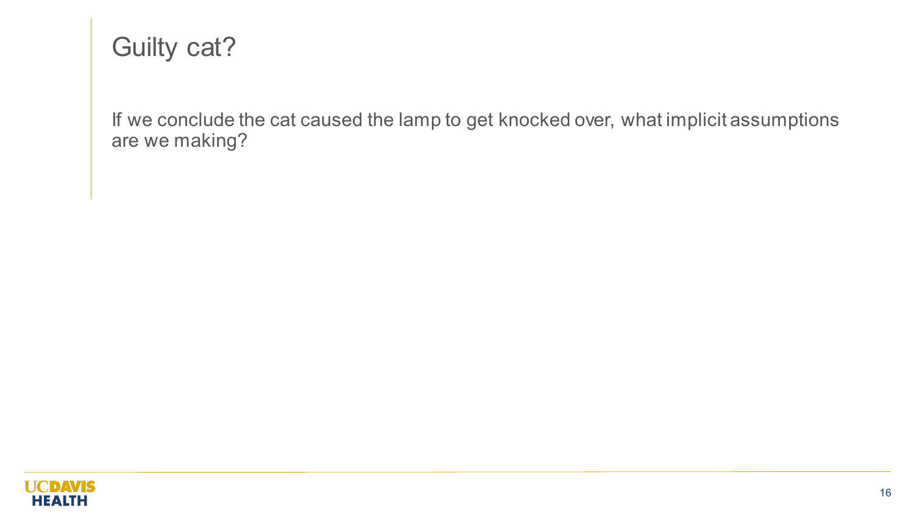# Guilty cat?

If we conclude the cat caused the lamp to get knocked over, what implicit assumptions are we making?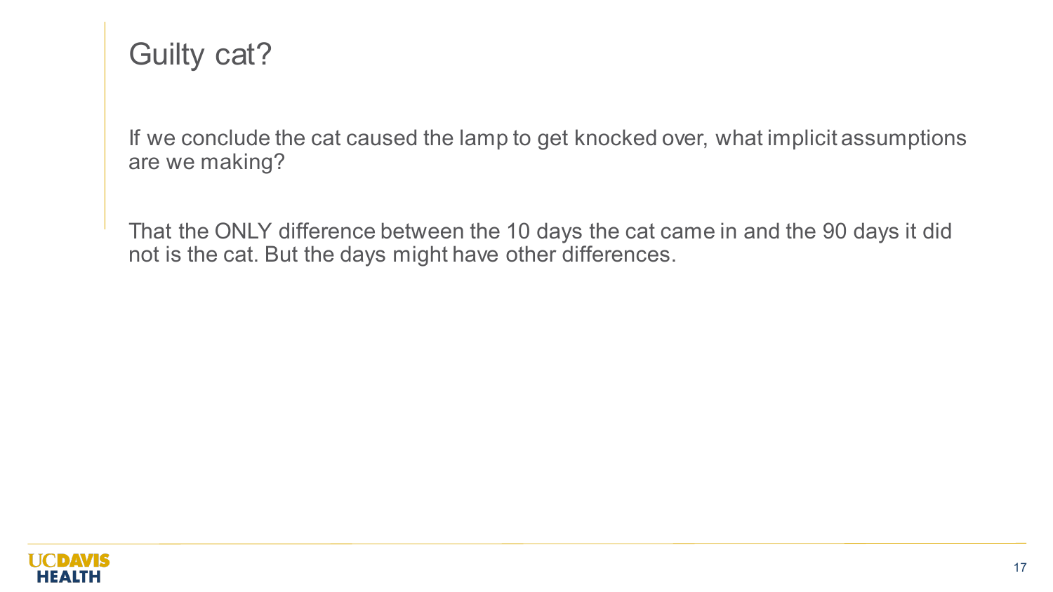# Guilty cat?

If we conclude the cat caused the lamp to get knocked over, what implicit assumptions are we making?

That the ONLY difference between the 10 days the cat came in and the 90 days it did not is the cat. But the days might have other differences.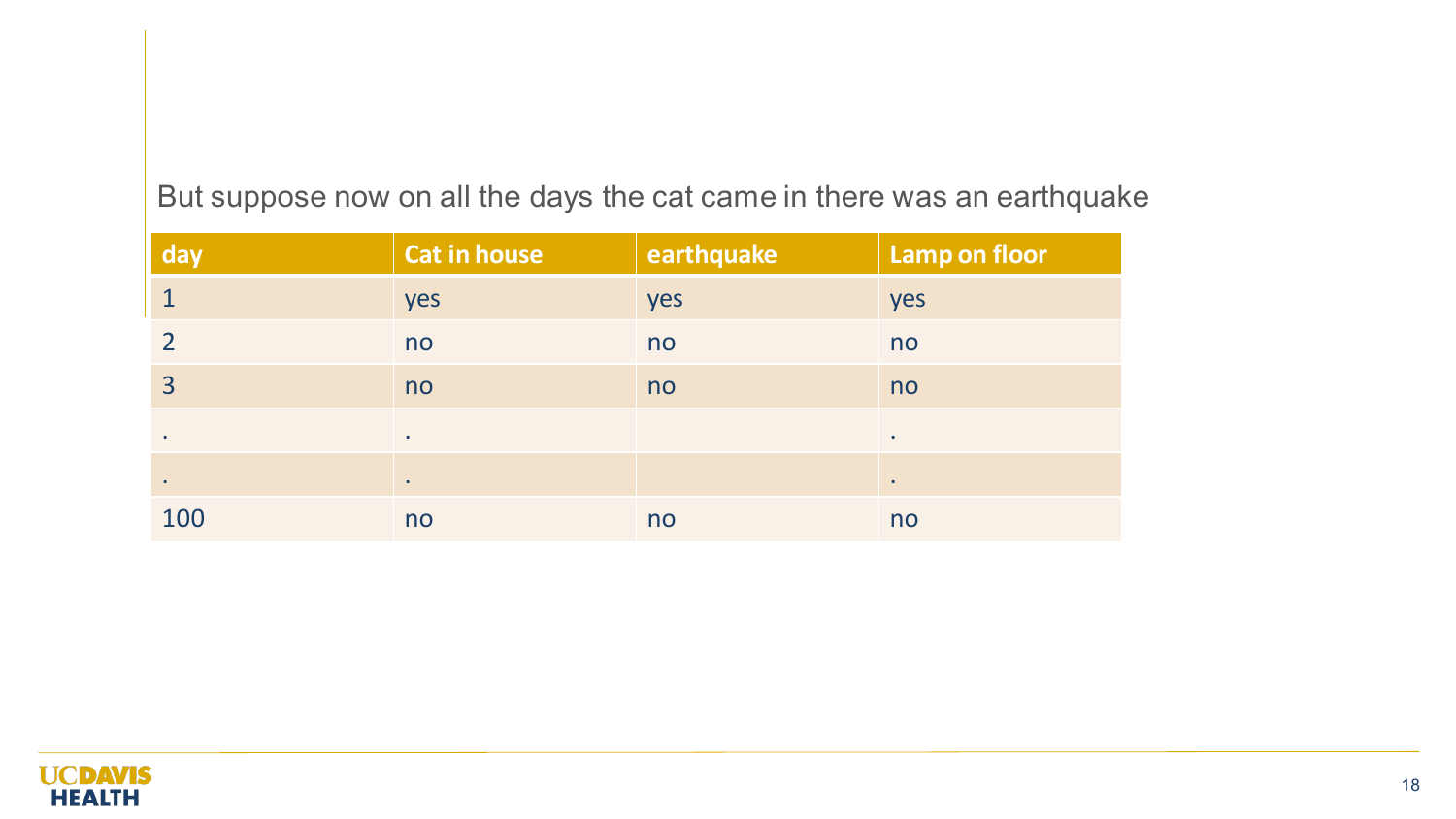But suppose now on all the days the cat came in there was an earthquake

| day | Cat in house | earthquake | Lamp on floor |
| --- | --- | --- | --- |
| 1 | yes | yes | yes |
| 2 | no | no | no |
| 3 | no | no | no |
| . | . | | . |
| . | . | | . |
| 100 | no | no | no |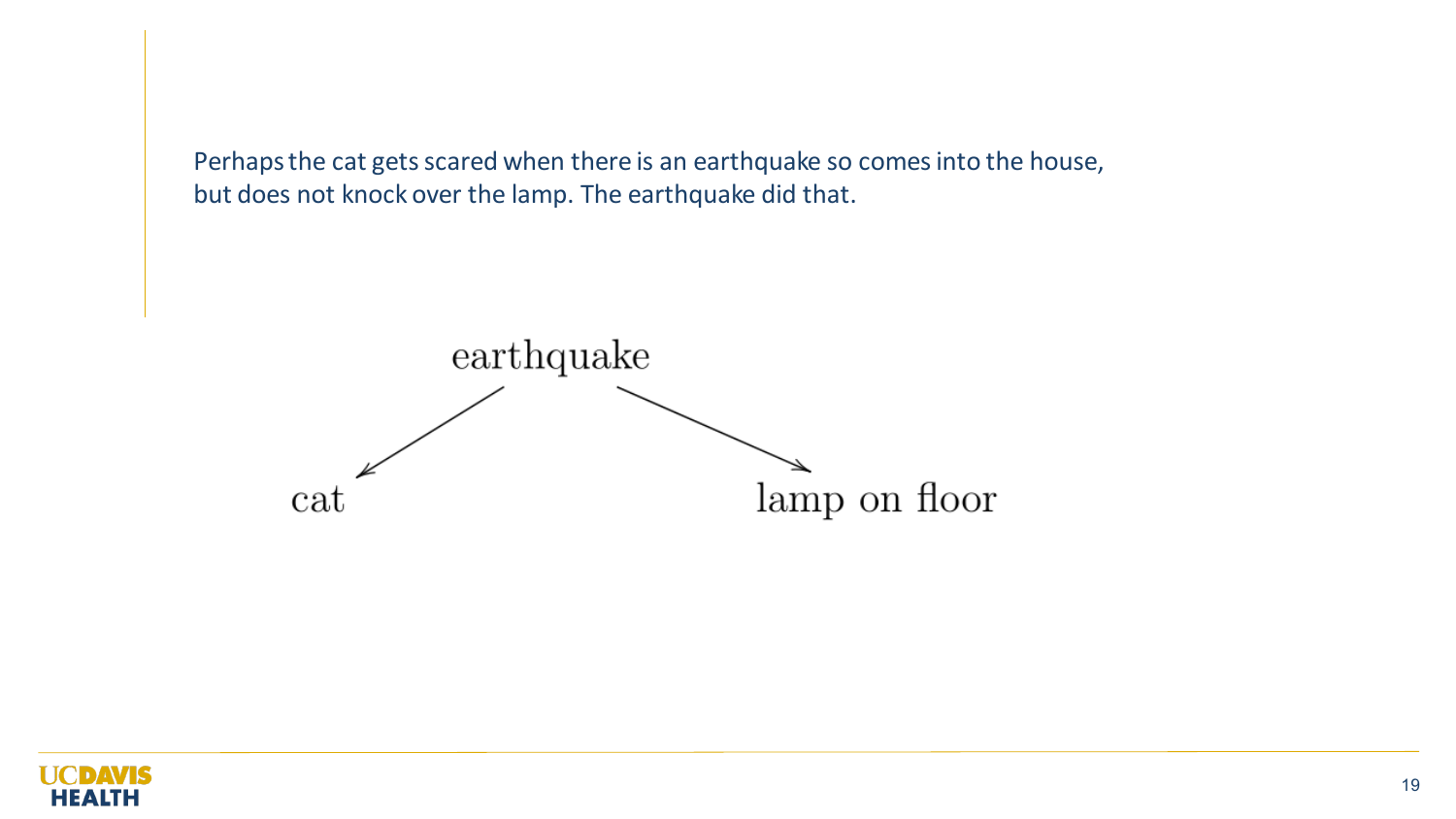Perhaps the cat gets scared when there is an earthquake so comes into the house, but does not knock over the lamp. The earthquake did that.

earthquake

cat

lamp on floor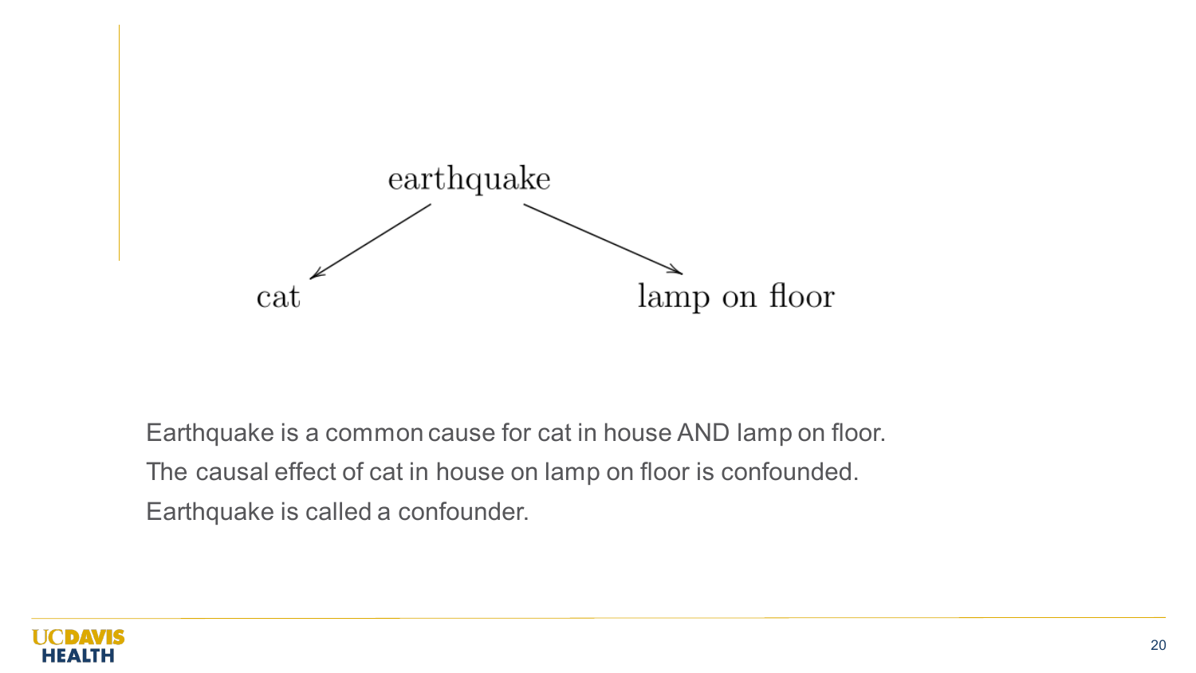earthquake → cat

earthquake → lamp on floor

Earthquake is a common cause for cat in house AND lamp on floor.

The causal effect of cat in house on lamp on floor is confounded.

Earthquake is called a confounder.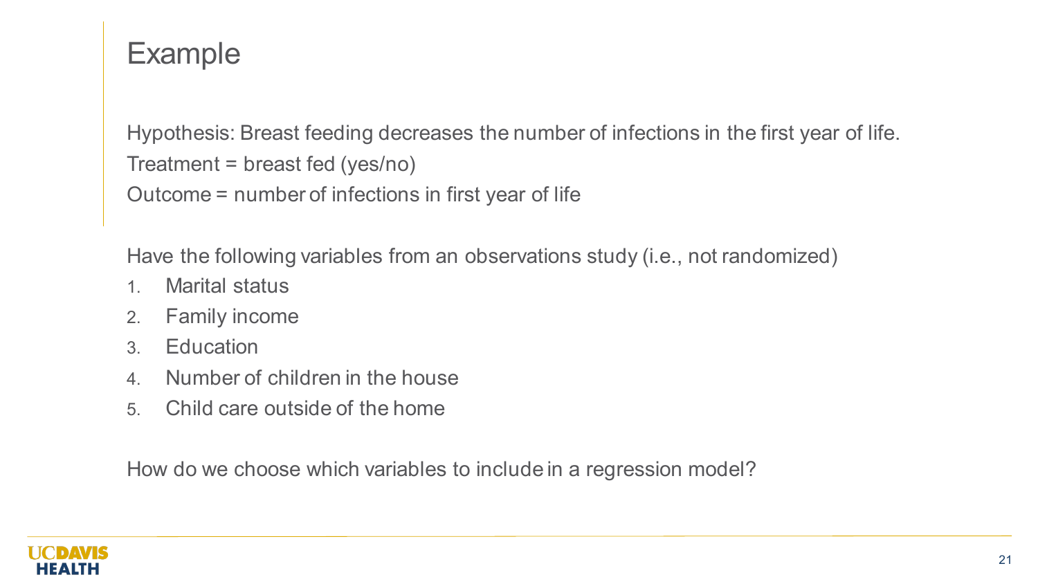# Example

Hypothesis: Breast feeding decreases the number of infections in the first year of life.

Treatment = breast fed (yes/no)

Outcome = number of infections in first year of life

Have the following variables from an observations study (i.e., not randomized)

1. Marital status
2. Family income
3. Education
4. Number of children in the house
5. Child care outside of the home

How do we choose which variables to include in a regression model?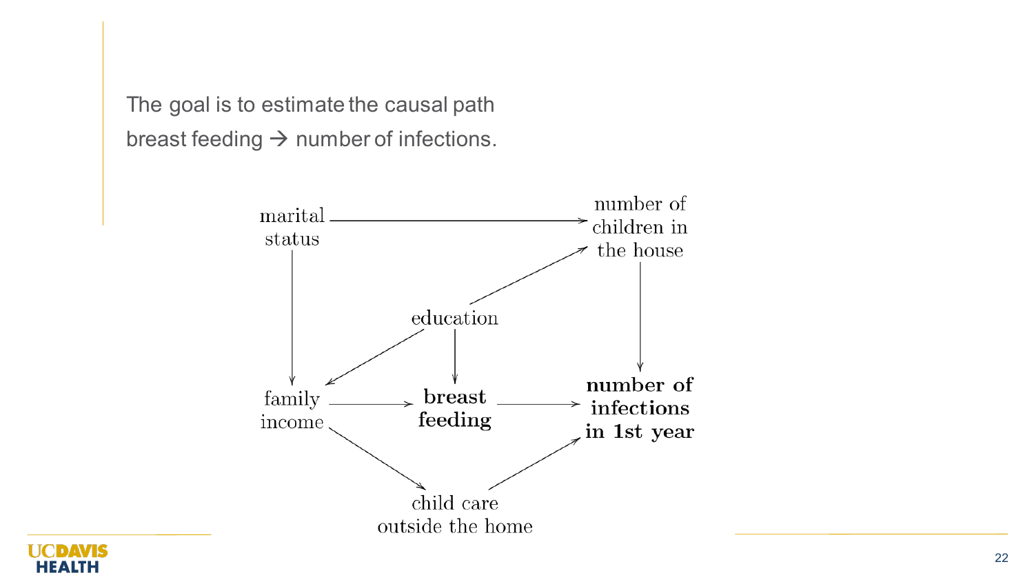The goal is to estimate the causal path breast feeding → number of infections.

marital status

number of children in the house

education

family income

**breast feeding**

**number of infections in 1st year**

child care outside the home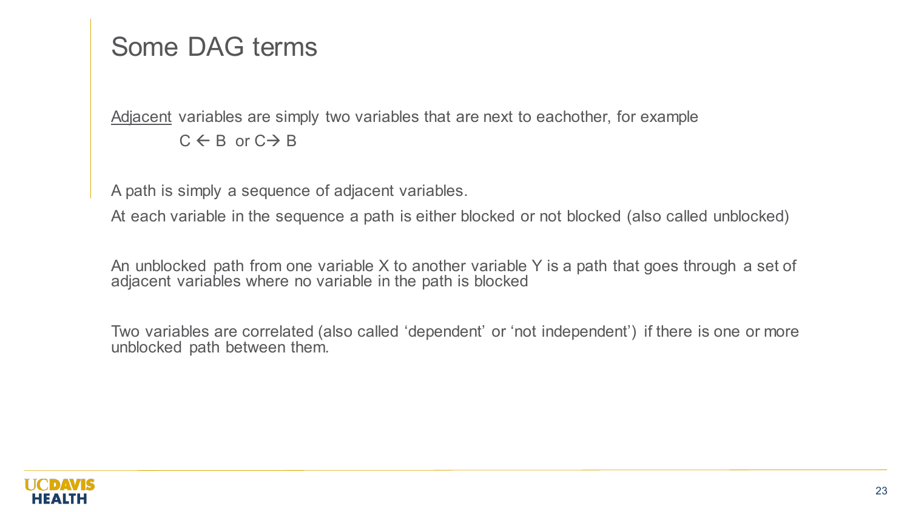# Some DAG terms

Adjacent variables are simply two variables that are next to eachother, for example

C ← B or C→ B

A path is simply a sequence of adjacent variables.

At each variable in the sequence a path is either blocked or not blocked (also called unblocked)

An unblocked path from one variable X to another variable Y is a path that goes through a set of adjacent variables where no variable in the path is blocked

Two variables are correlated (also called 'dependent' or 'not independent') if there is one or more unblocked path between them.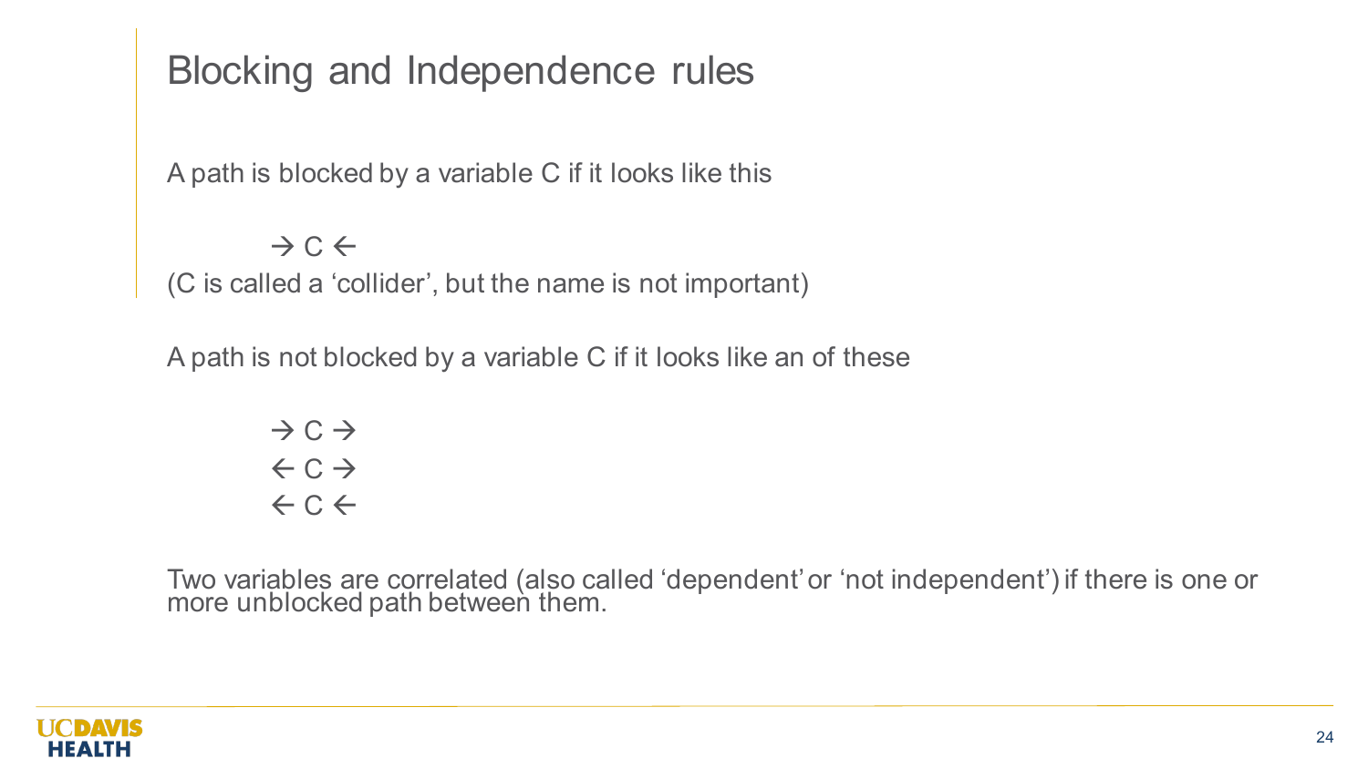# Blocking and Independence rules

A path is blocked by a variable C if it looks like this

→ C ←

(C is called a ‘collider’, but the name is not important)

A path is not blocked by a variable C if it looks like an of these

→ C →
← C →
← C ←

Two variables are correlated (also called ‘dependent’ or ‘not independent’) if there is one or more unblocked path between them.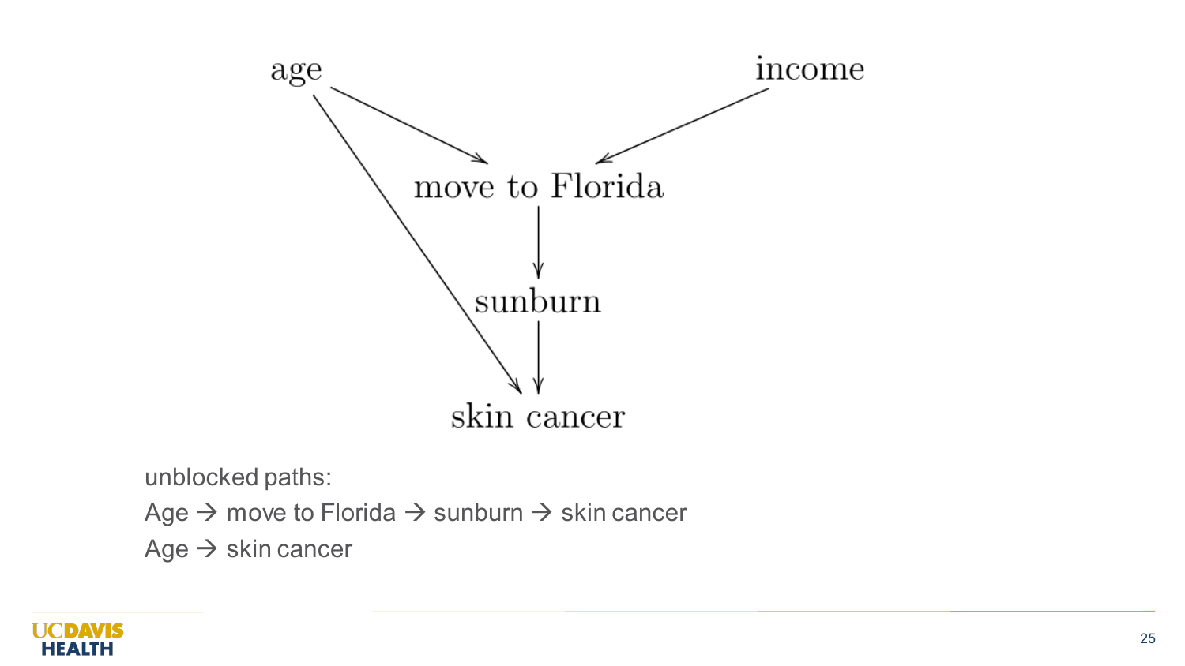age

income

move to Florida

sunburn

skin cancer

unblocked paths:

Age → move to Florida → sunburn → skin cancer

Age → skin cancer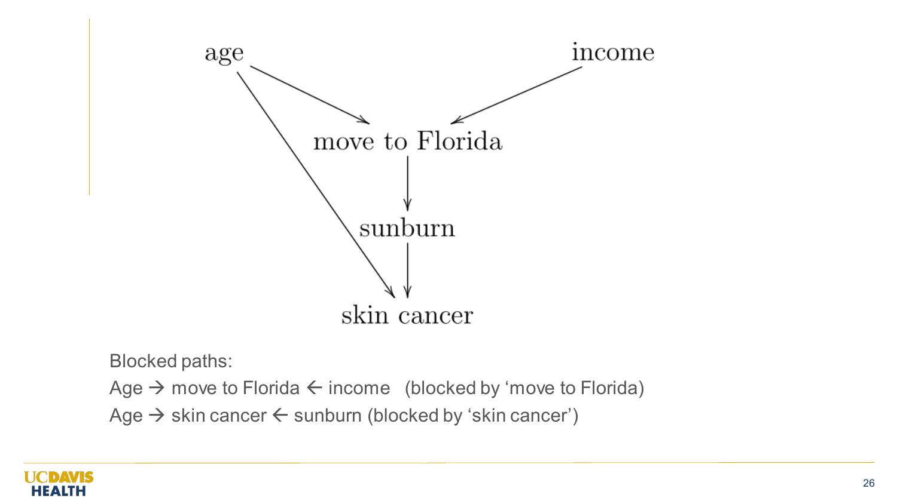Blocked paths:

Age → move to Florida ← income (blocked by 'move to Florida)

Age → skin cancer ← sunburn (blocked by 'skin cancer')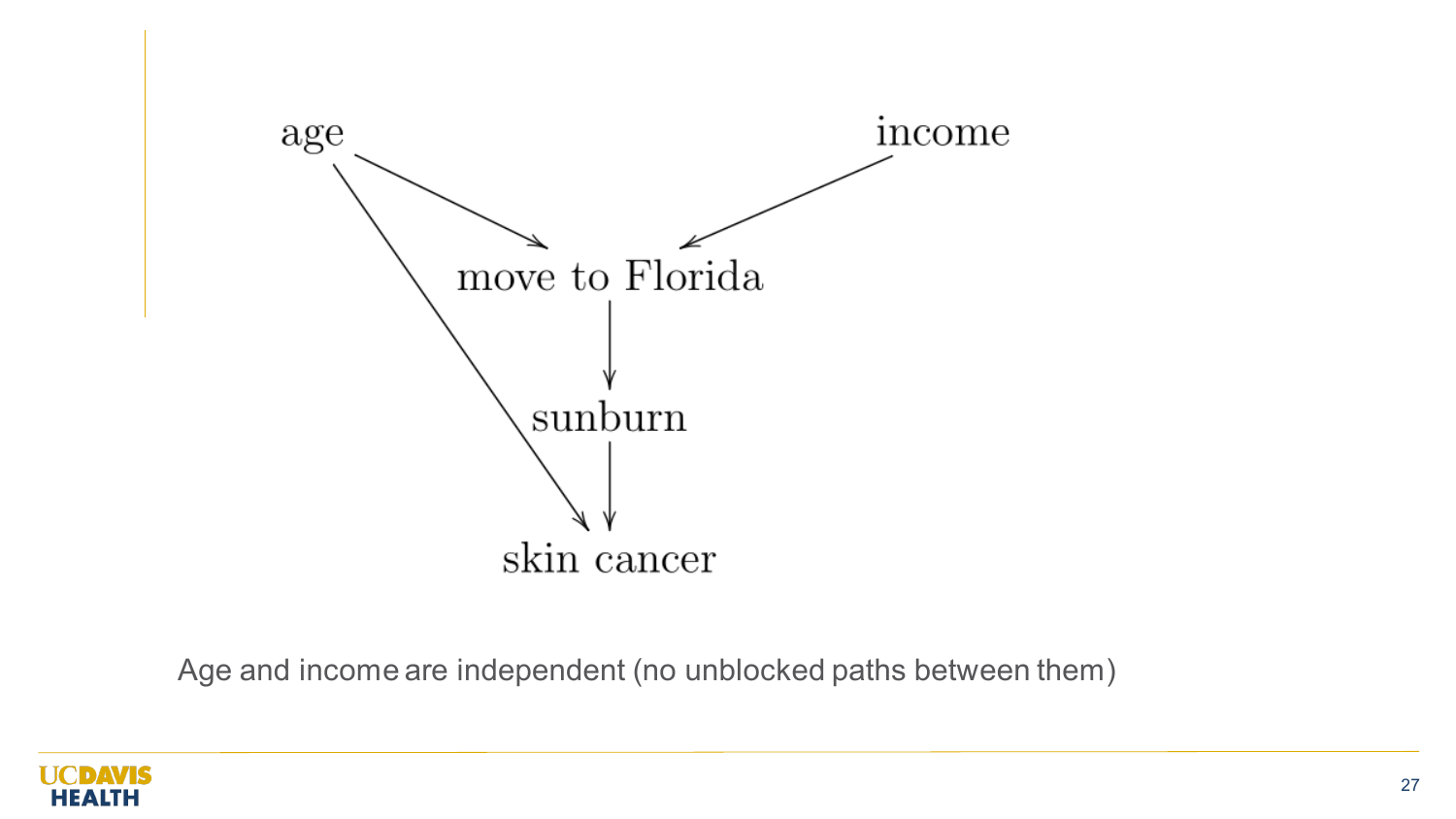age → move to Florida
age → skin cancer
income → move to Florida
move to Florida → sunburn
sunburn → skin cancer

Age and income are independent (no unblocked paths between them)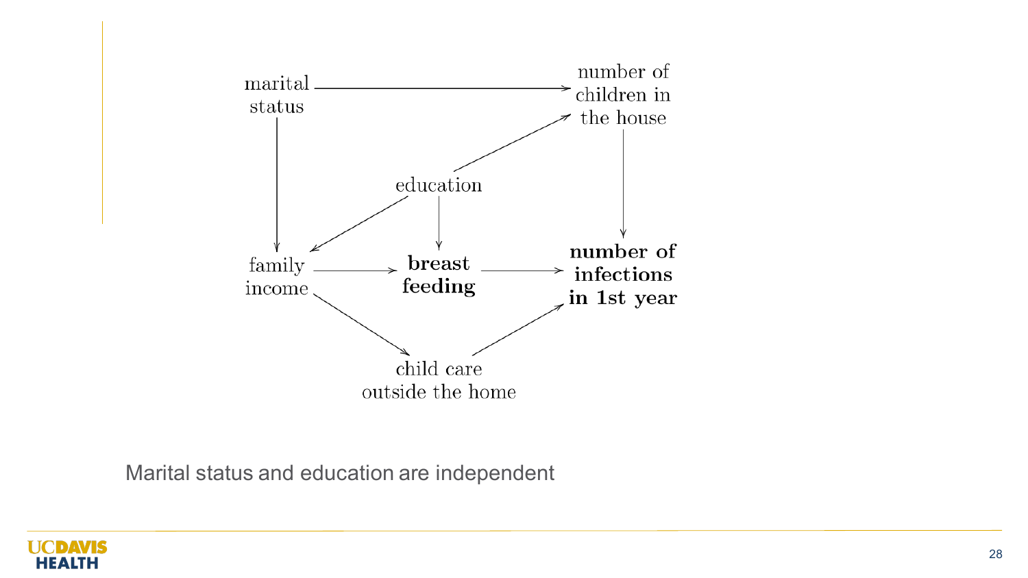marital status

number of children in the house

education

family income

**breast feeding**

**number of infections in 1st year**

child care outside the home

Marital status and education are independent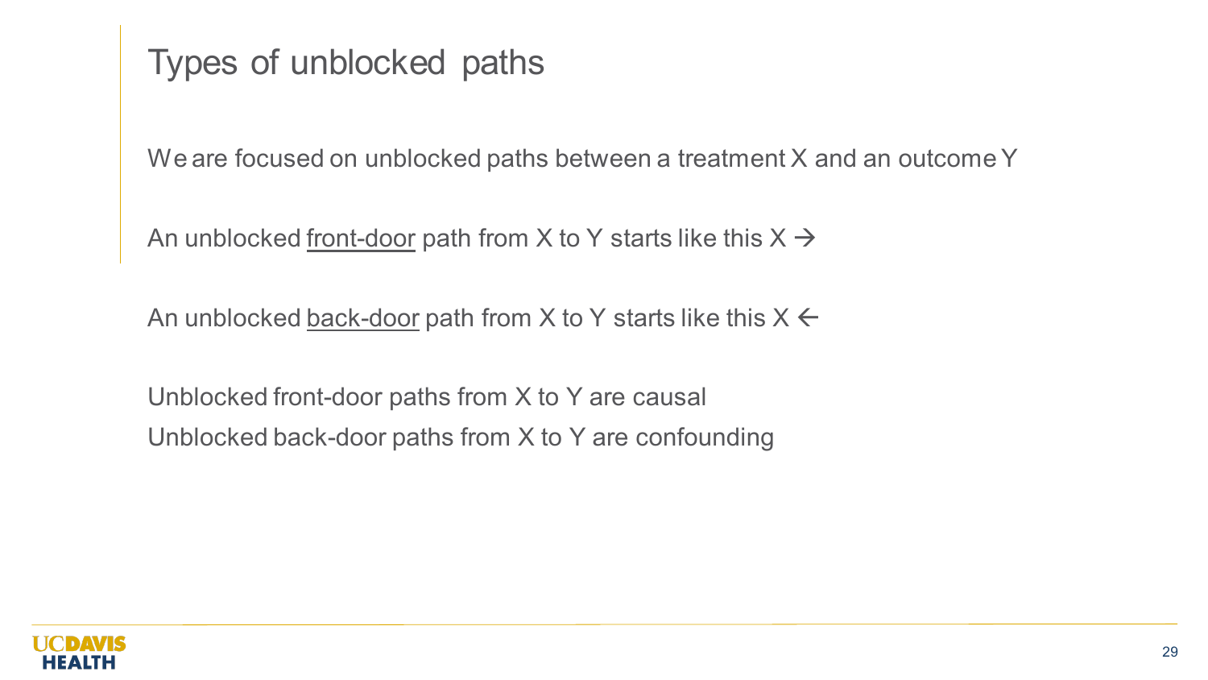# Types of unblocked paths

We are focused on unblocked paths between a treatment X and an outcome Y

An unblocked <u>front-door</u> path from X to Y starts like this X →

An unblocked <u>back-door</u> path from X to Y starts like this X ←

Unblocked front-door paths from X to Y are causal
Unblocked back-door paths from X to Y are confounding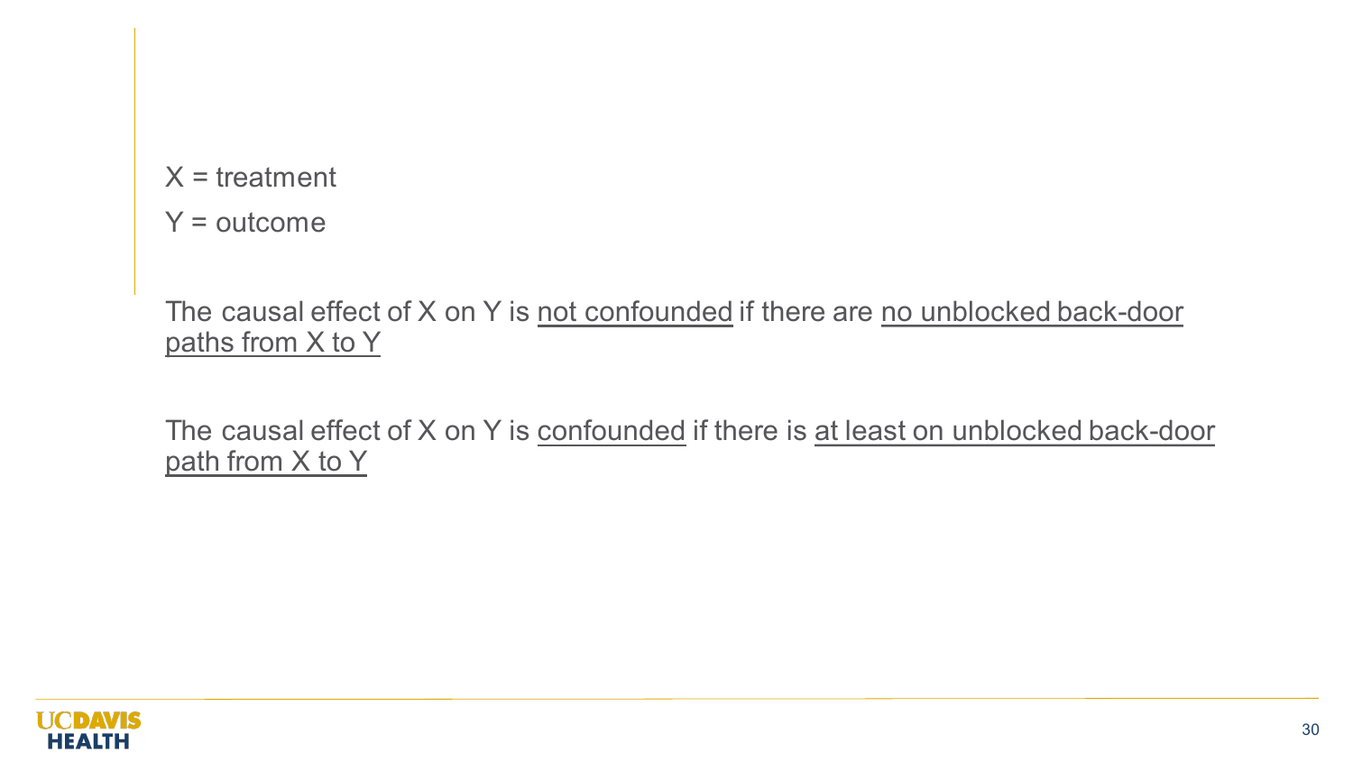X = treatment

Y = outcome

The causal effect of X on Y is <u>not confounded</u> if there are <u>no unblocked back-door paths from X to Y</u>

The causal effect of X on Y is <u>confounded</u> if there is <u>at least on unblocked back-door path from X to Y</u>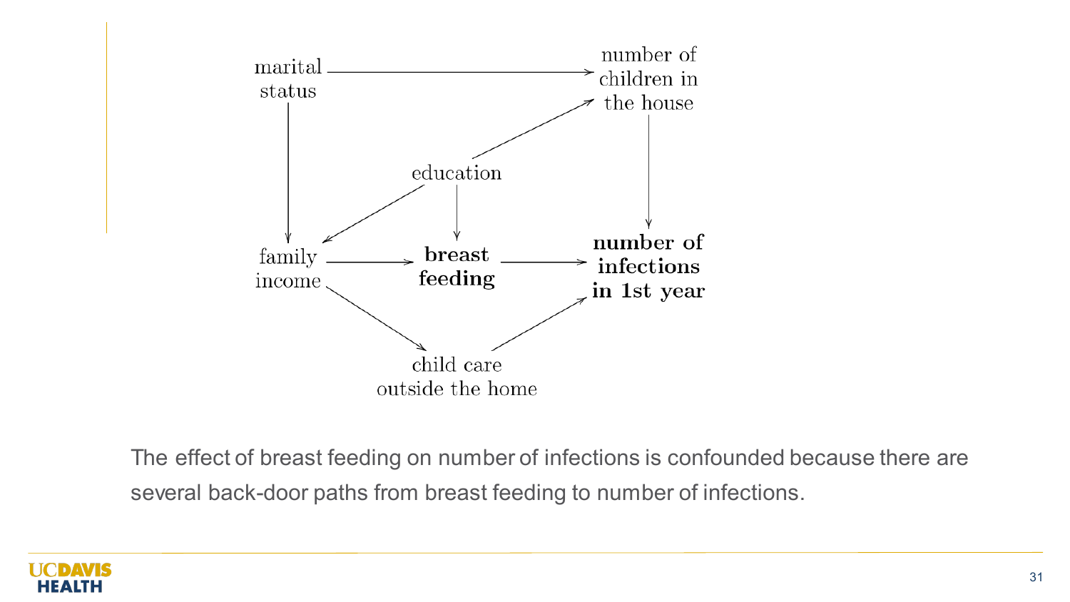marital status

number of children in the house

education

family income

**breast feeding**

**number of infections in 1st year**

child care outside the home

The effect of breast feeding on number of infections is confounded because there are several back-door paths from breast feeding to number of infections.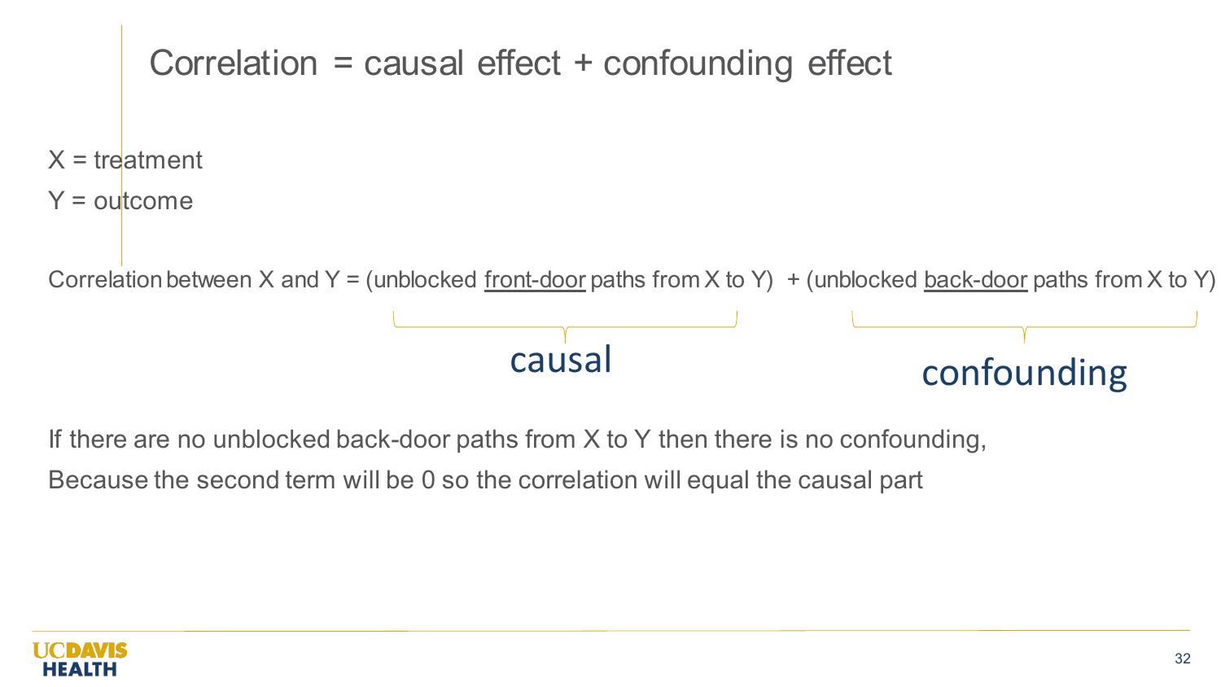# Correlation = causal effect + confounding effect

$X$ = treatment

$Y$ = outcome

Correlation between $X$ and $Y$ = (unblocked <u>front-door</u> paths from $X$ to $Y$) + (unblocked <u>back-door</u> paths from $X$ to $Y$)

causal — (unblocked front-door paths from $X$ to $Y$)

confounding — (unblocked back-door paths from $X$ to $Y$)

If there are no unblocked back-door paths from $X$ to $Y$ then there is no confounding,

Because the second term will be 0 so the correlation will equal the causal part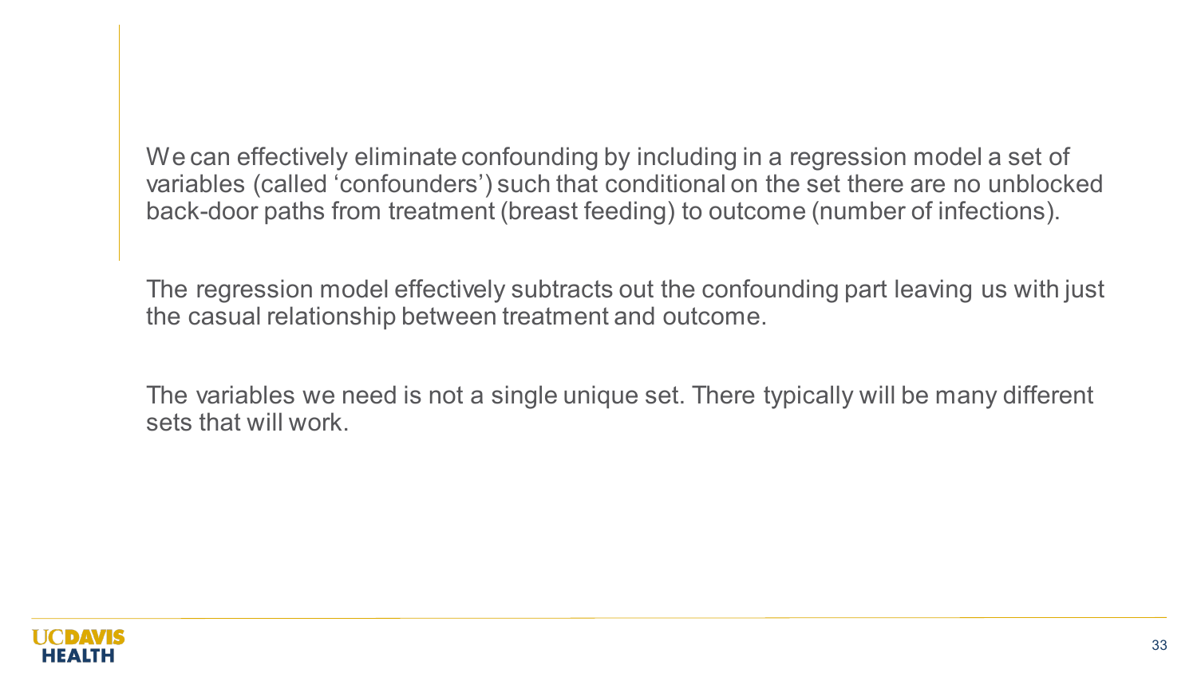We can effectively eliminate confounding by including in a regression model a set of variables (called 'confounders') such that conditional on the set there are no unblocked back-door paths from treatment (breast feeding) to outcome (number of infections).

The regression model effectively subtracts out the confounding part leaving us with just the casual relationship between treatment and outcome.

The variables we need is not a single unique set. There typically will be many different sets that will work.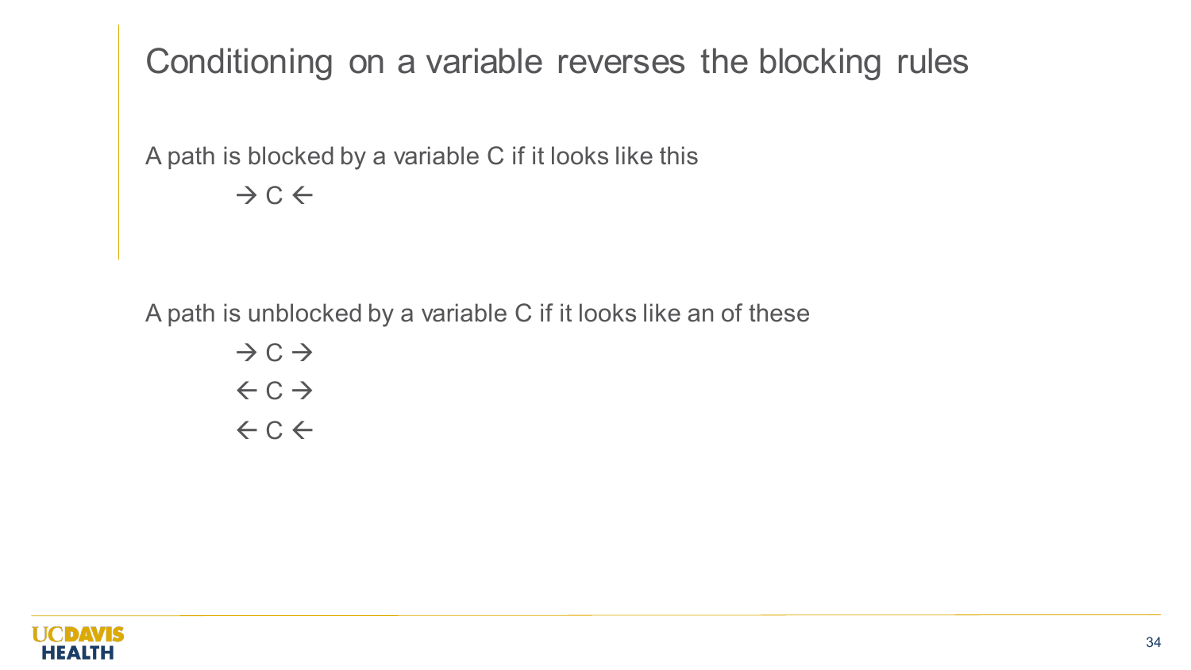# Conditioning on a variable reverses the blocking rules

A path is blocked by a variable C if it looks like this

→ C ←

A path is unblocked by a variable C if it looks like an of these

→ C →

← C →

← C ←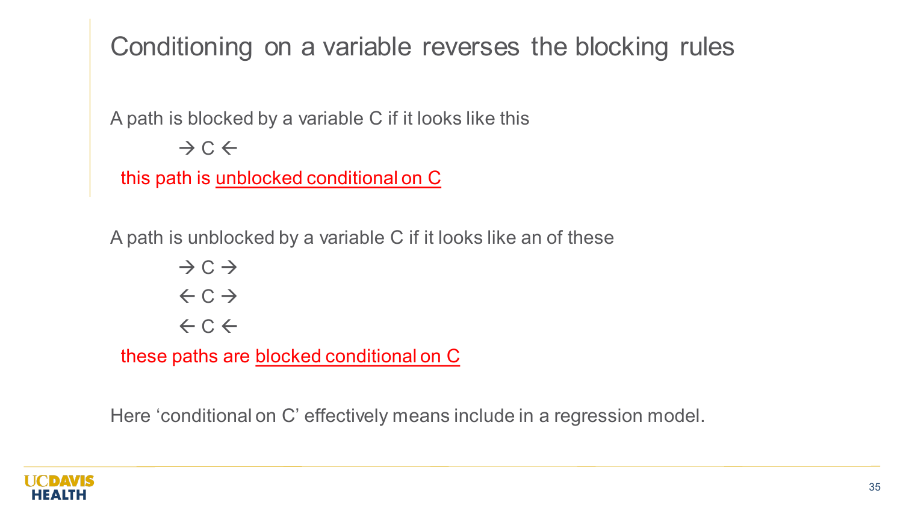# Conditioning on a variable reverses the blocking rules

A path is blocked by a variable C if it looks like this

→ C ←

this path is <u>unblocked conditional on C</u>

A path is unblocked by a variable C if it looks like an of these

→ C →

← C →

← C ←

these paths are <u>blocked conditional on C</u>

Here 'conditional on C' effectively means include in a regression model.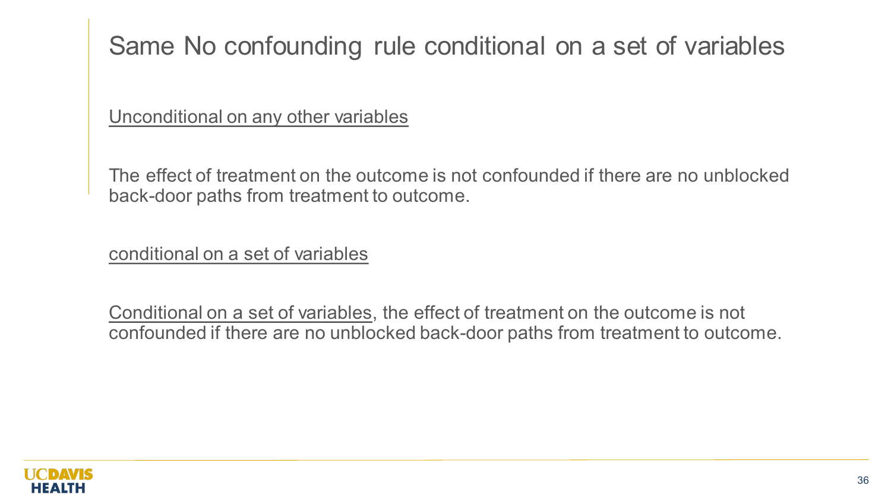# Same No confounding rule conditional on a set of variables

<u>Unconditional on any other variables</u>

The effect of treatment on the outcome is not confounded if there are no unblocked back-door paths from treatment to outcome.

<u>conditional on a set of variables</u>

<u>Conditional on a set of variables</u>, the effect of treatment on the outcome is not confounded if there are no unblocked back-door paths from treatment to outcome.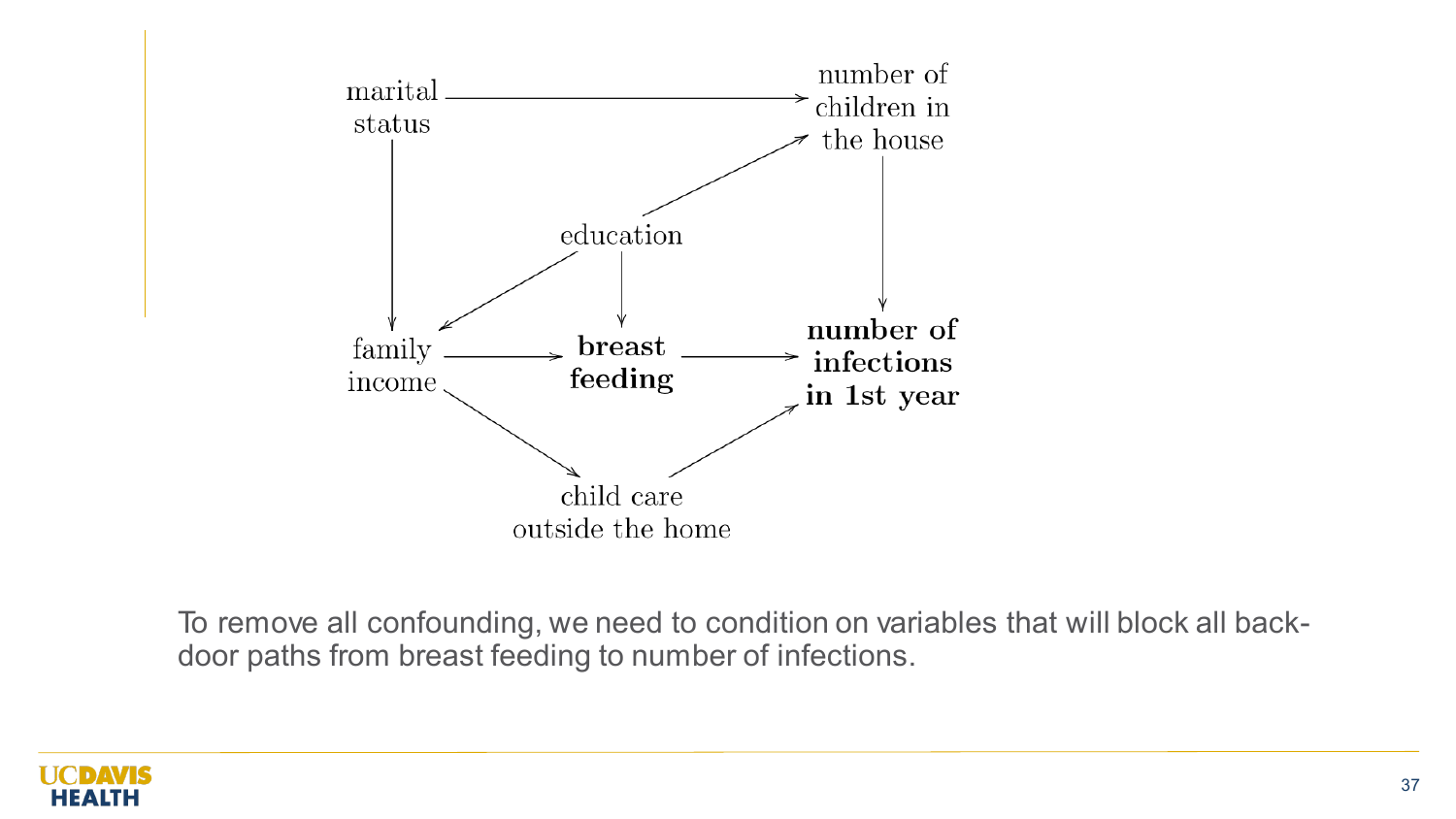To remove all confounding, we need to condition on variables that will block all back-door paths from breast feeding to number of infections.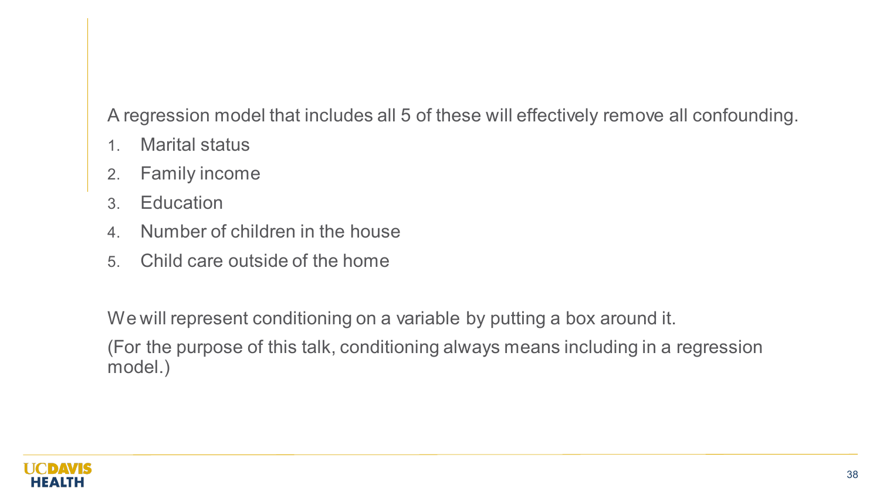A regression model that includes all 5 of these will effectively remove all confounding.

1. Marital status
2. Family income
3. Education
4. Number of children in the house
5. Child care outside of the home

We will represent conditioning on a variable by putting a box around it.

(For the purpose of this talk, conditioning always means including in a regression model.)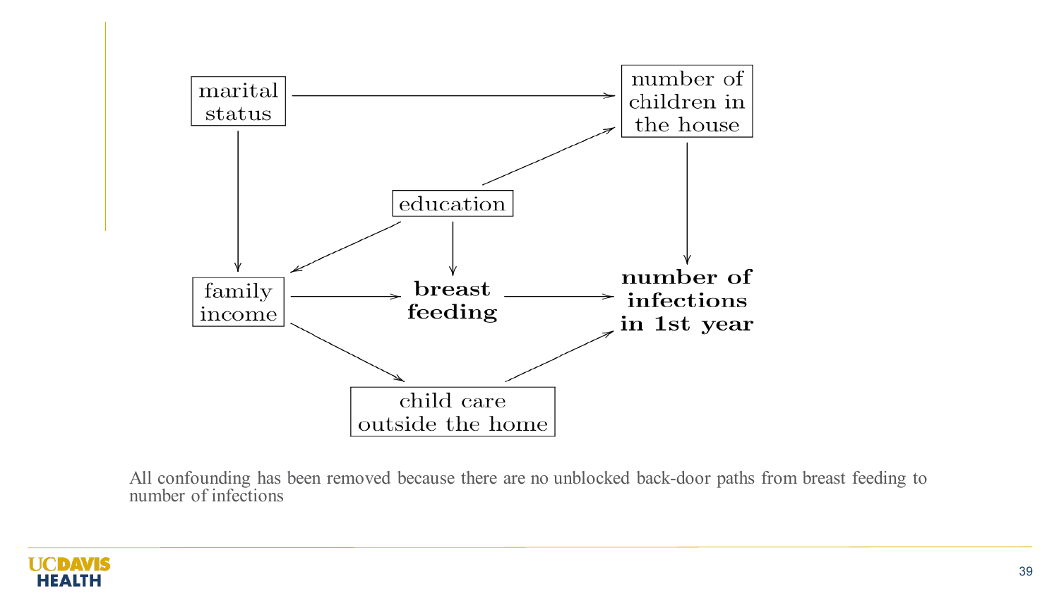marital status

number of children in the house

education

family income

**breast feeding**

**number of infections in 1st year**

child care outside the home

All confounding has been removed because there are no unblocked back-door paths from breast feeding to number of infections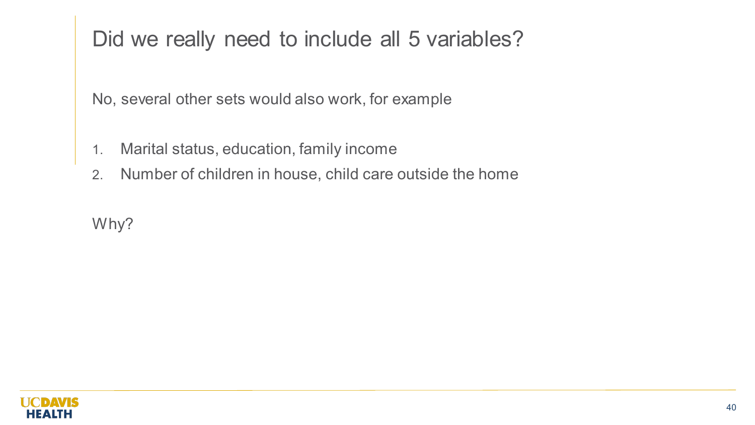# Did we really need to include all 5 variables?

No, several other sets would also work, for example

1. Marital status, education, family income
2. Number of children in house, child care outside the home

Why?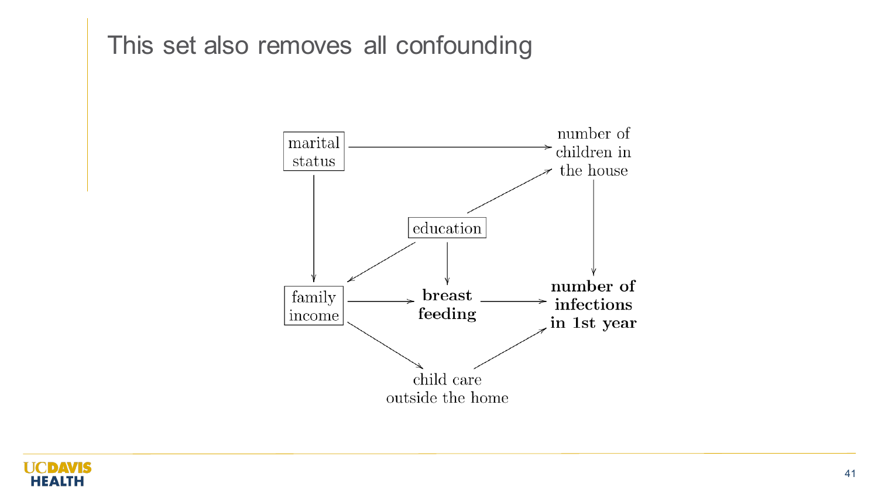# This set also removes all confounding

marital status

number of children in the house

education

family income

**breast feeding**

**number of infections in 1st year**

child care outside the home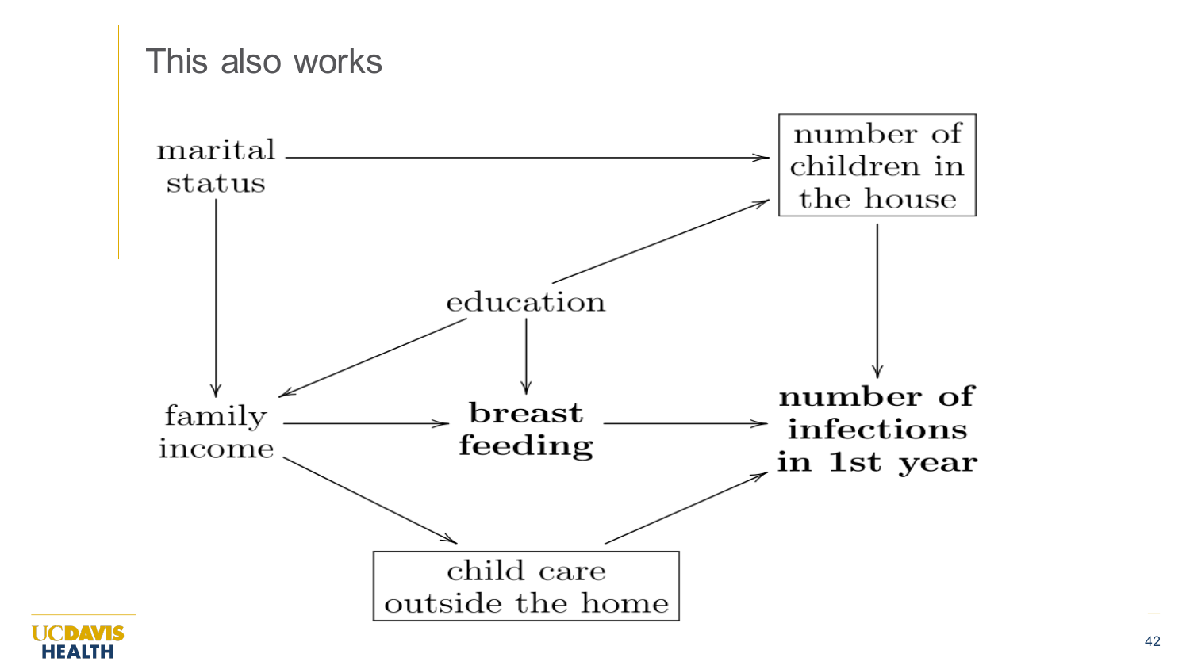# This also works

marital status

number of children in the house

education

family income

**breast feeding**

**number of infections in 1st year**

child care outside the home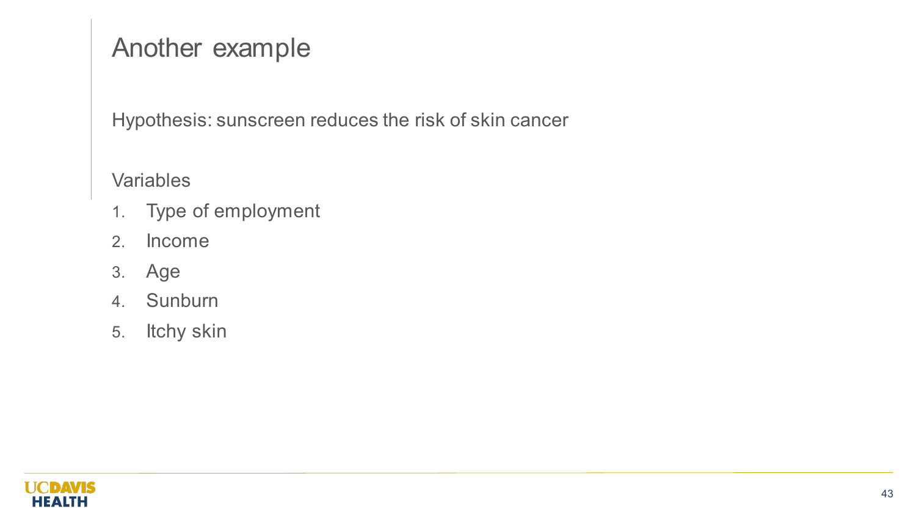# Another example

Hypothesis: sunscreen reduces the risk of skin cancer

Variables

1. Type of employment
2. Income
3. Age
4. Sunburn
5. Itchy skin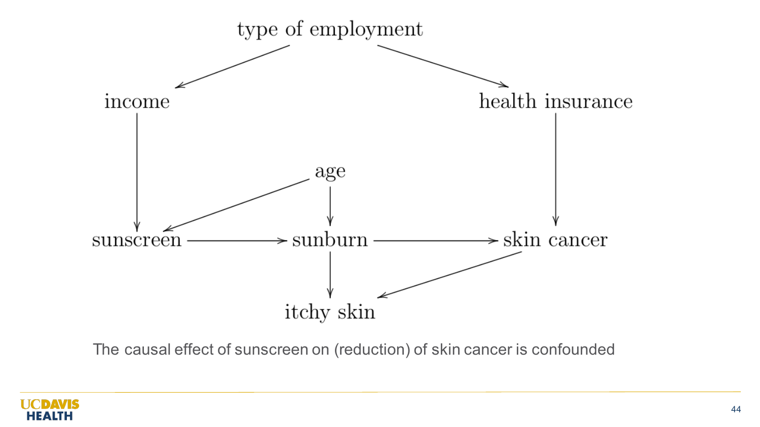type of employment

income

health insurance

age

sunscreen

sunburn

skin cancer

itchy skin

The causal effect of sunscreen on (reduction) of skin cancer is confounded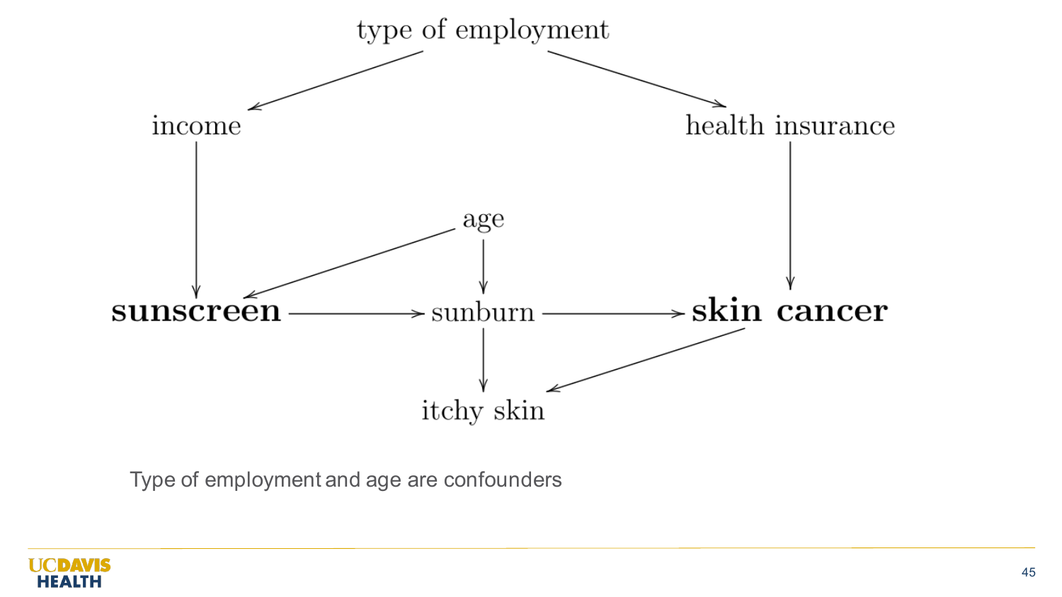type of employment

income

health insurance

age

**sunscreen**

sunburn

**skin cancer**

itchy skin

Type of employment and age are confounders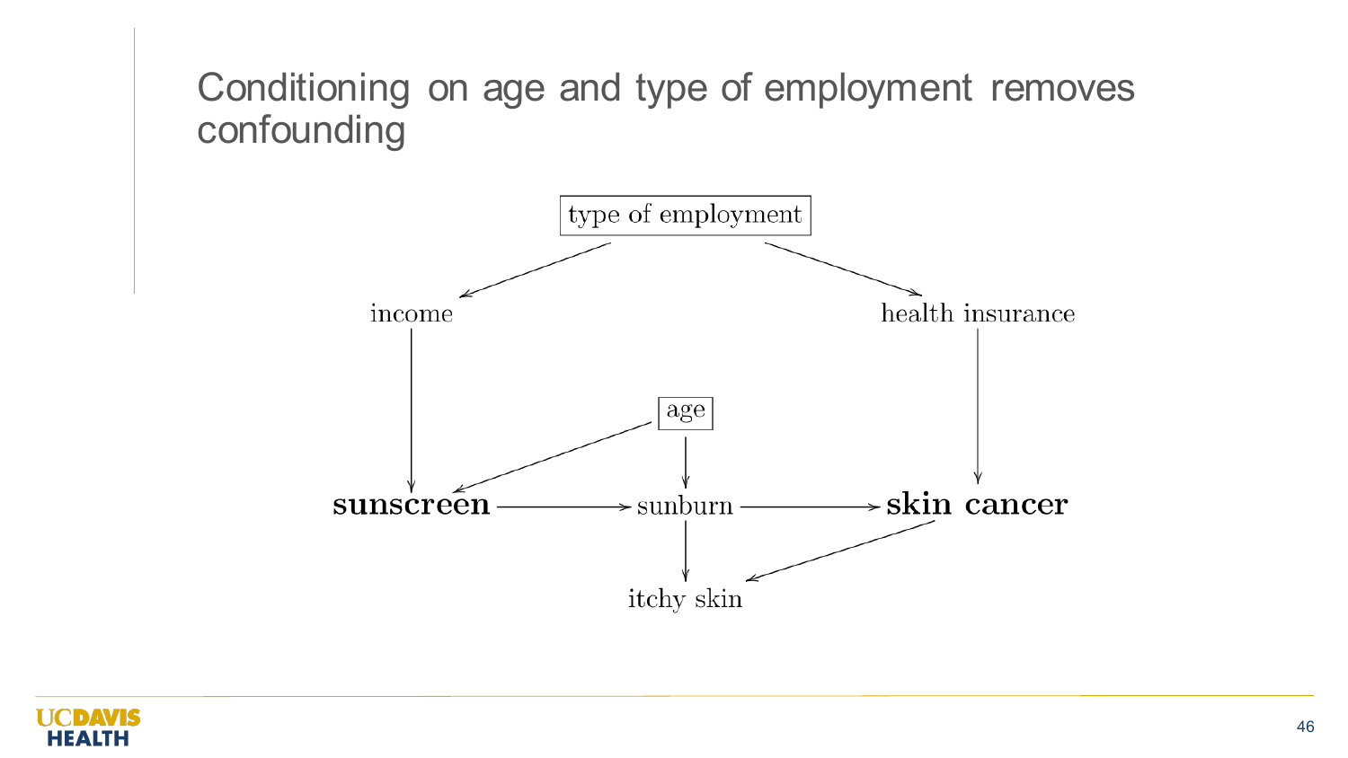# Conditioning on age and type of employment removes confounding

type of employment

income

health insurance

age

**sunscreen**

sunburn

**skin cancer**

itchy skin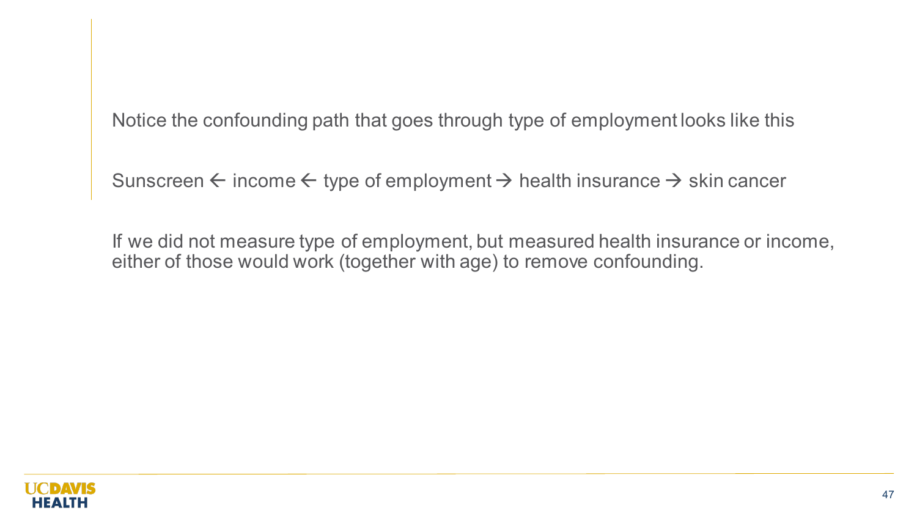Notice the confounding path that goes through type of employment looks like this

Sunscreen ← income ← type of employment → health insurance → skin cancer

If we did not measure type of employment, but measured health insurance or income, either of those would work (together with age) to remove confounding.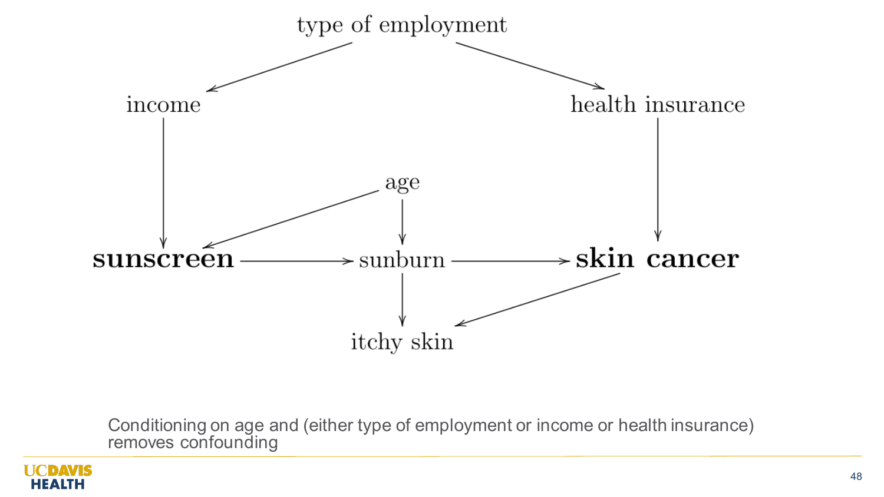type of employment

income

health insurance

age

**sunscreen** → sunburn → **skin cancer**

itchy skin

Conditioning on age and (either type of employment or income or health insurance) removes confounding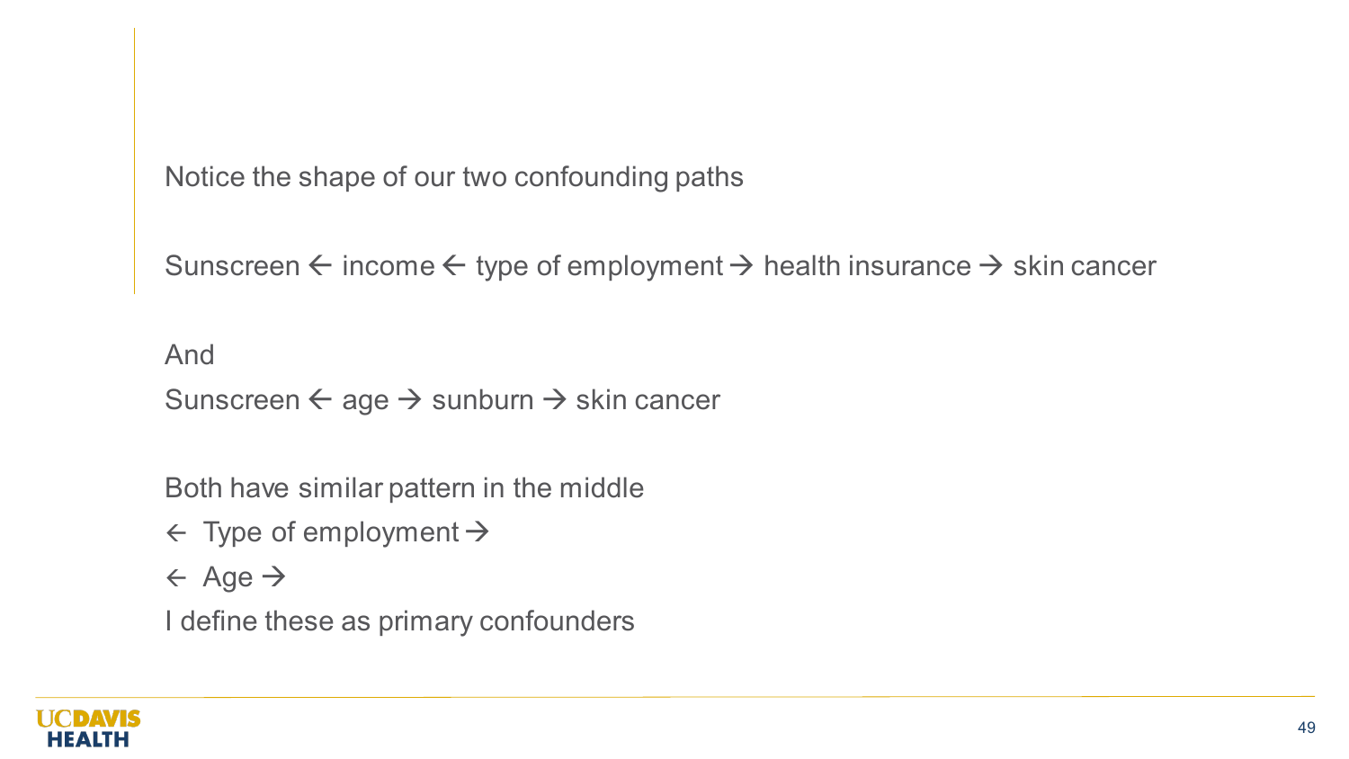Notice the shape of our two confounding paths

Sunscreen ← income ← type of employment → health insurance → skin cancer

And

Sunscreen ← age → sunburn → skin cancer

Both have similar pattern in the middle

← Type of employment →

← Age →

I define these as primary confounders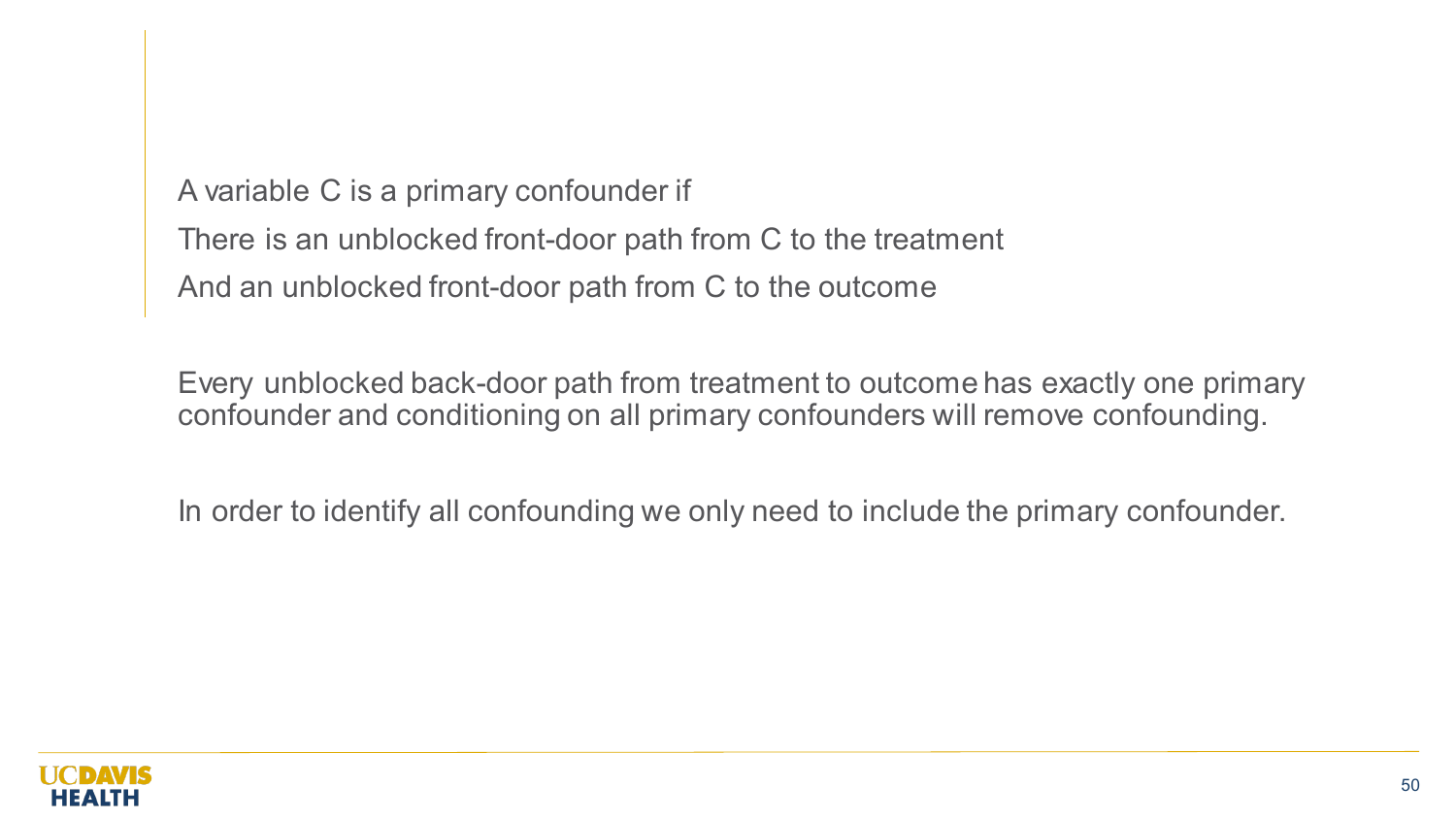A variable C is a primary confounder if

There is an unblocked front-door path from C to the treatment

And an unblocked front-door path from C to the outcome

Every unblocked back-door path from treatment to outcome has exactly one primary confounder and conditioning on all primary confounders will remove confounding.

In order to identify all confounding we only need to include the primary confounder.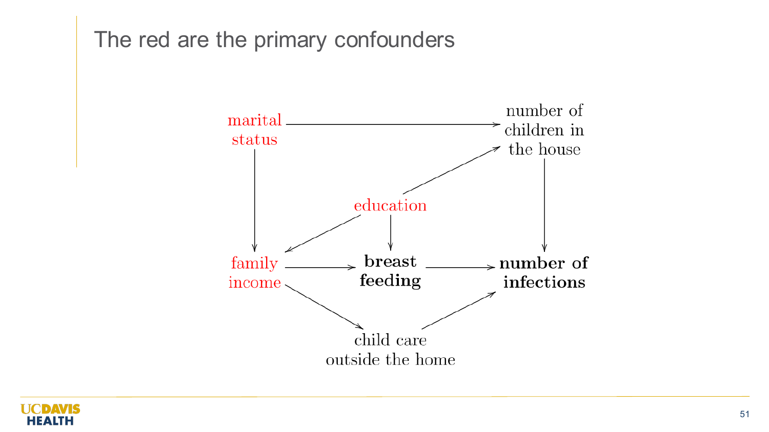# The red are the primary confounders

marital status

number of children in the house

education

family income

breast feeding

number of infections

child care outside the home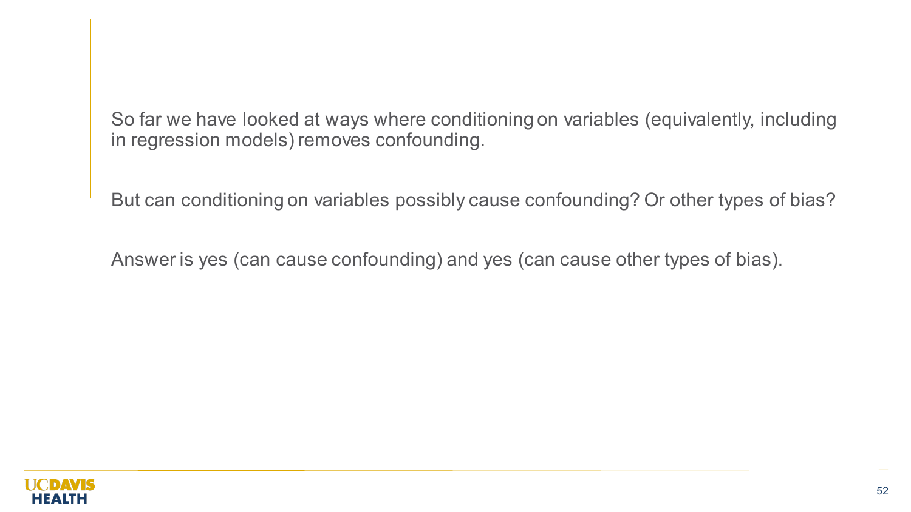So far we have looked at ways where conditioning on variables (equivalently, including in regression models) removes confounding.

But can conditioning on variables possibly cause confounding? Or other types of bias?

Answer is yes (can cause confounding) and yes (can cause other types of bias).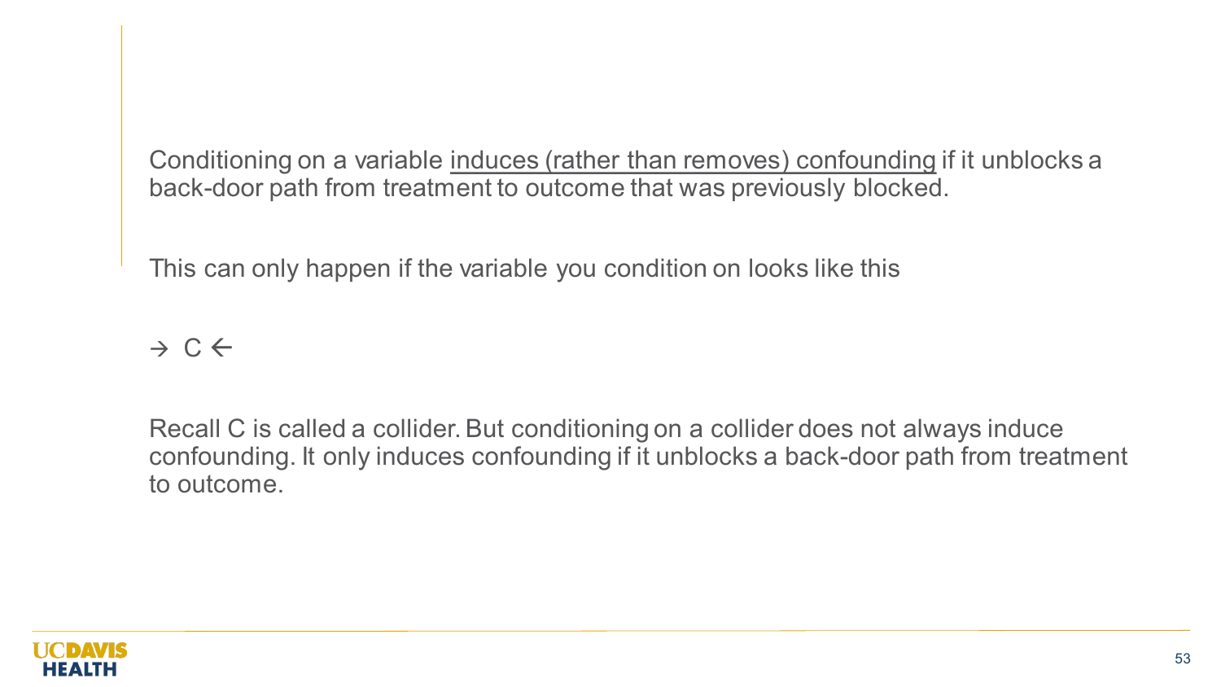Conditioning on a variable <u>induces (rather than removes) confounding</u> if it unblocks a back-door path from treatment to outcome that was previously blocked.

This can only happen if the variable you condition on looks like this

→ C ←

Recall C is called a collider. But conditioning on a collider does not always induce confounding. It only induces confounding if it unblocks a back-door path from treatment to outcome.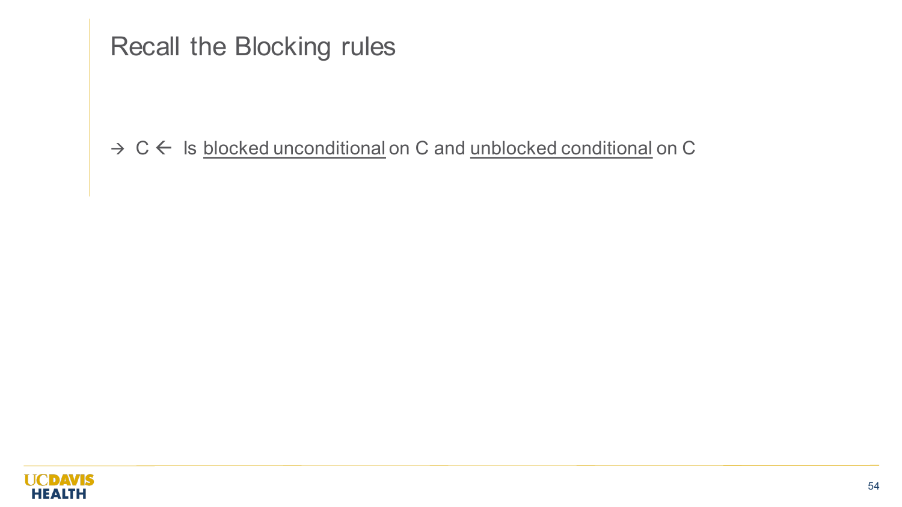# Recall the Blocking rules

→ C ← Is <u>blocked unconditional</u> on C and <u>unblocked conditional</u> on C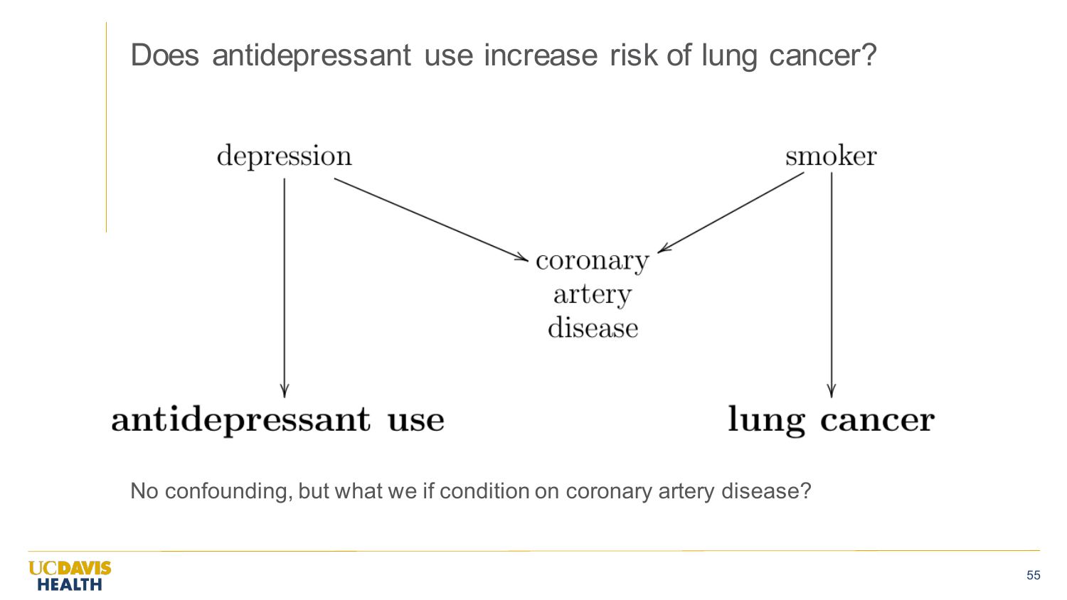# Does antidepressant use increase risk of lung cancer?

depression

smoker

coronary artery disease

**antidepressant use**

**lung cancer**

No confounding, but what we if condition on coronary artery disease?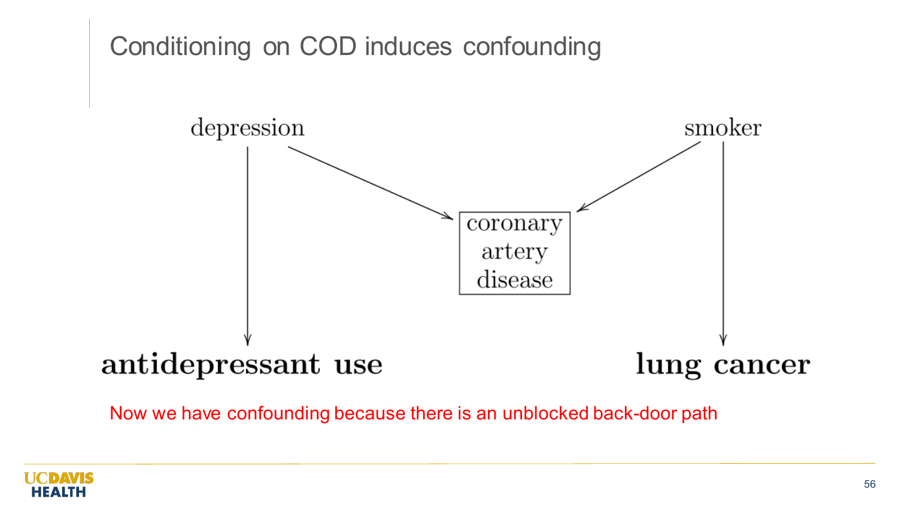# Conditioning on COD induces confounding

depression

smoker

coronary artery disease

**antidepressant use**

**lung cancer**

Now we have confounding because there is an unblocked back-door path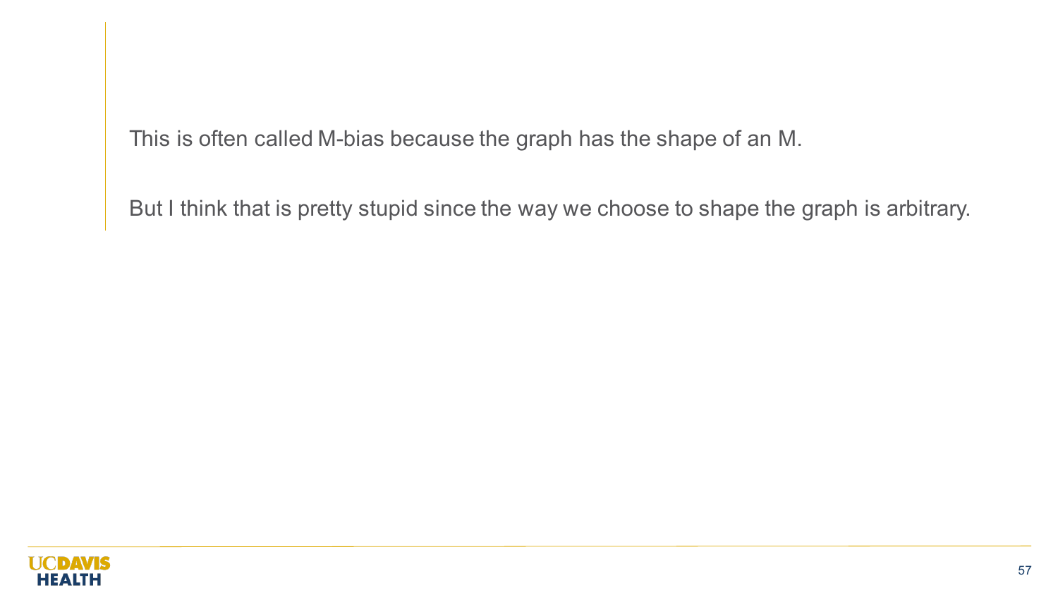This is often called M-bias because the graph has the shape of an M.

But I think that is pretty stupid since the way we choose to shape the graph is arbitrary.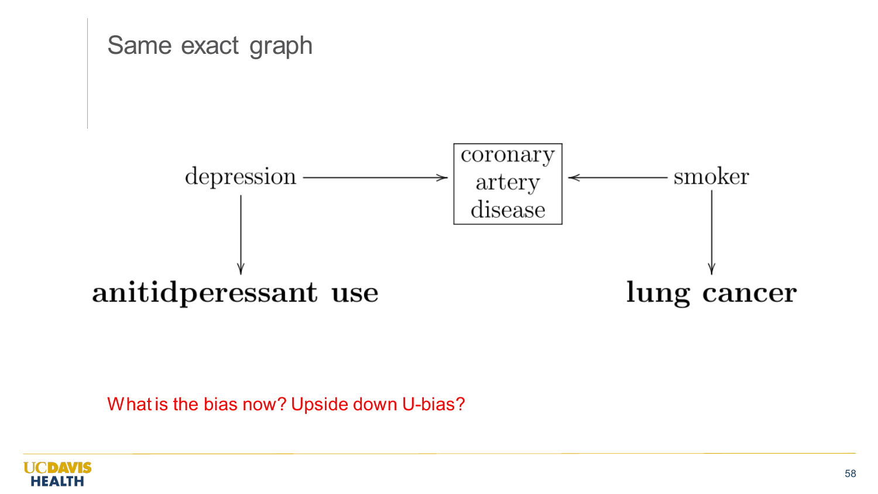# Same exact graph

depression → coronary artery disease ← smoker

depression → anitidperessant use

smoker → lung cancer

What is the bias now? Upside down U-bias?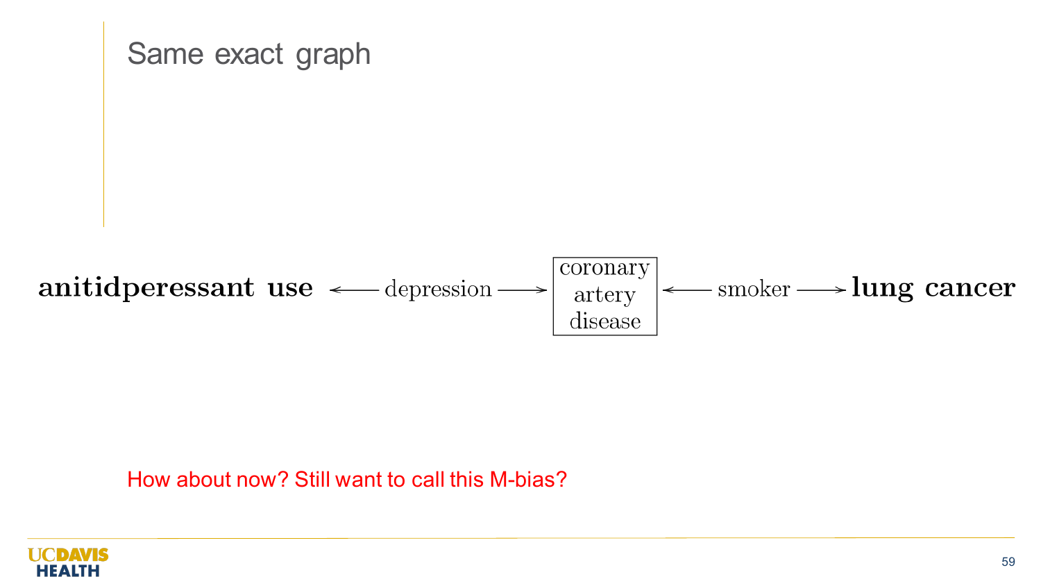# Same exact graph

**anitidperessant use** ⟵ depression ⟶ [coronary artery disease] ⟵ smoker ⟶ **lung cancer**

How about now? Still want to call this M-bias?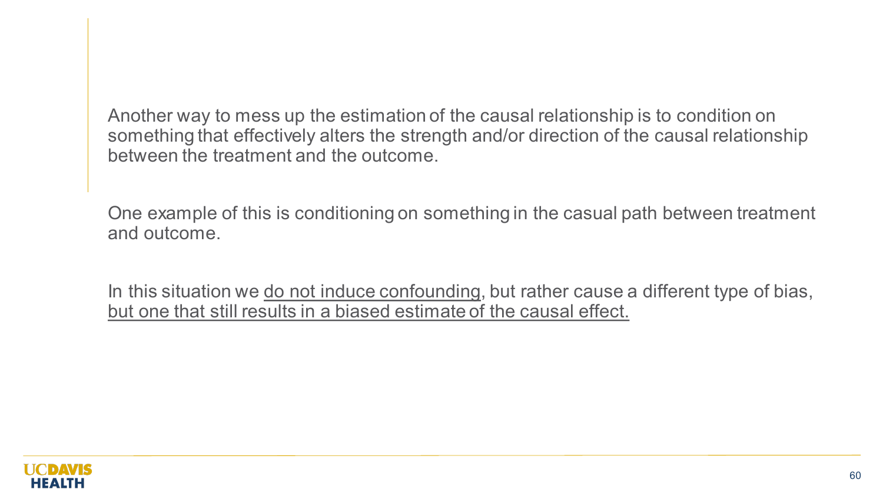Another way to mess up the estimation of the causal relationship is to condition on something that effectively alters the strength and/or direction of the causal relationship between the treatment and the outcome.

One example of this is conditioning on something in the casual path between treatment and outcome.

In this situation we <u>do not induce confounding</u>, but rather cause a different type of bias, <u>but one that still results in a biased estimate of the causal effect.</u>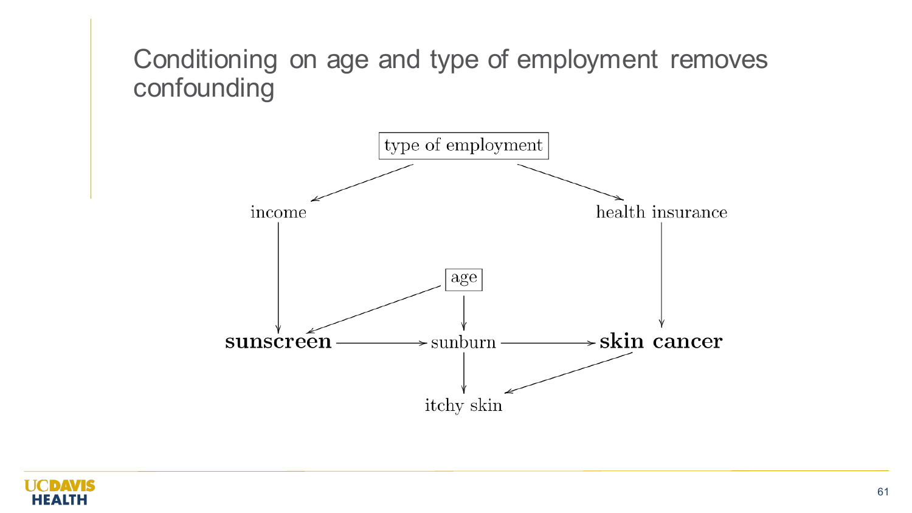# Conditioning on age and type of employment removes confounding

type of employment

income

health insurance

age

**sunscreen**

sunburn

**skin cancer**

itchy skin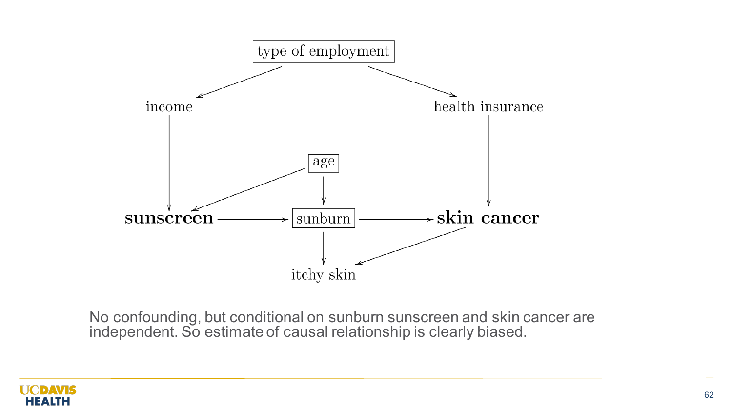type of employment

income

health insurance

age

**sunscreen**

sunburn

**skin cancer**

itchy skin

No confounding, but conditional on sunburn sunscreen and skin cancer are independent. So estimate of causal relationship is clearly biased.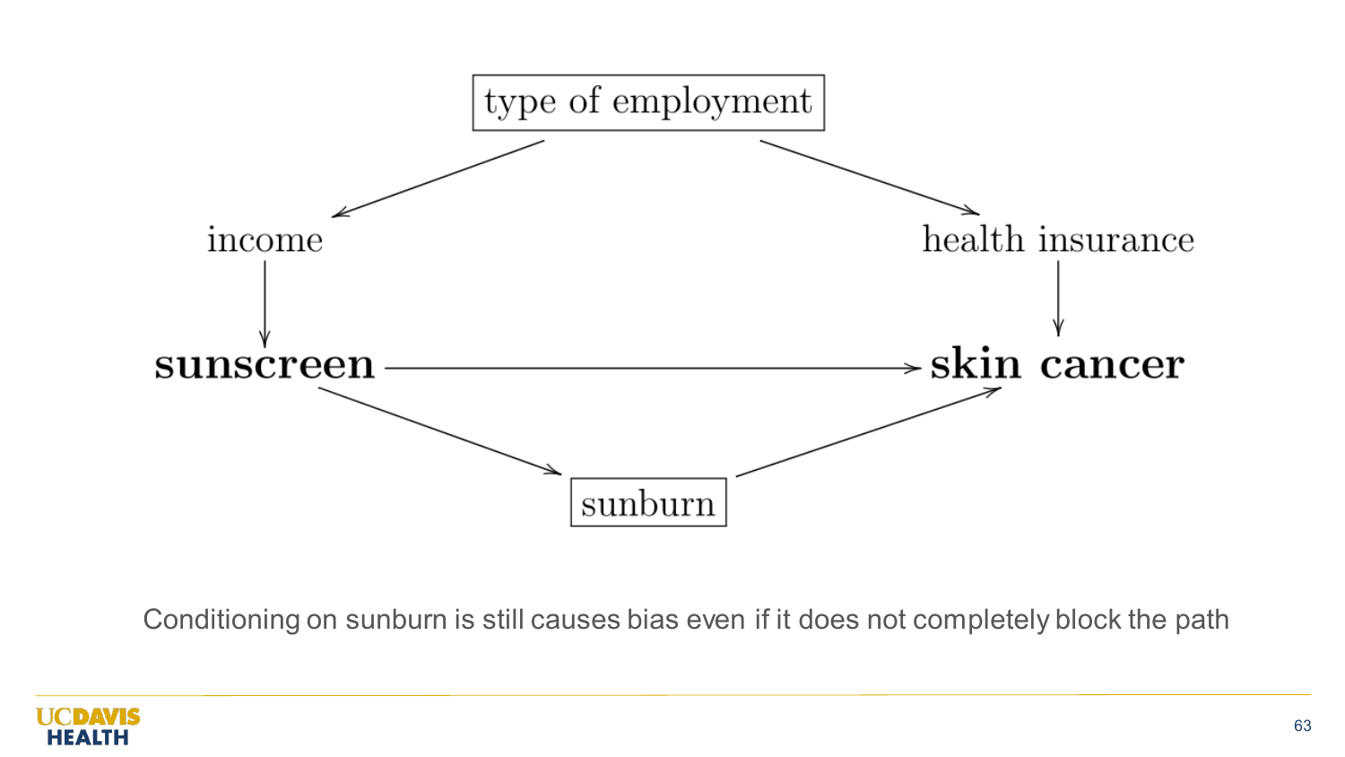type of employment

income

health insurance

**sunscreen**

**skin cancer**

sunburn

Conditioning on sunburn is still causes bias even if it does not completely block the path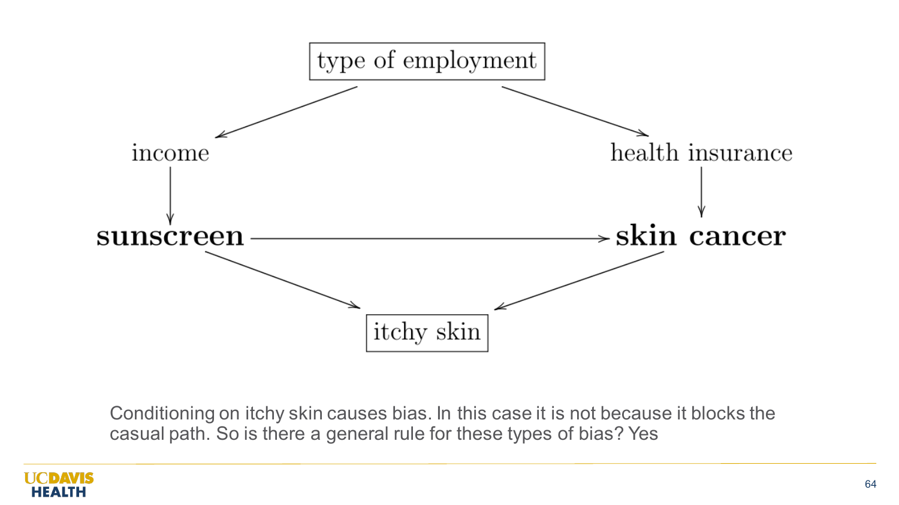type of employment

income

health insurance

**sunscreen**

**skin cancer**

itchy skin

Conditioning on itchy skin causes bias. In this case it is not because it blocks the casual path. So is there a general rule for these types of bias? Yes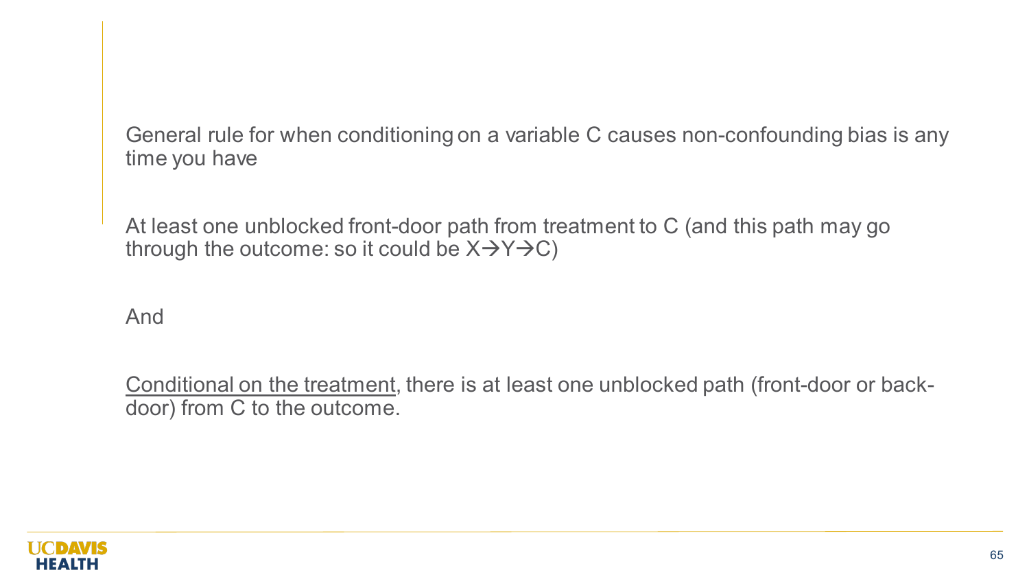General rule for when conditioning on a variable C causes non-confounding bias is any time you have

At least one unblocked front-door path from treatment to C (and this path may go through the outcome: so it could be $X \rightarrow Y \rightarrow C$)

And

<u>Conditional on the treatment</u>, there is at least one unblocked path (front-door or back-door) from C to the outcome.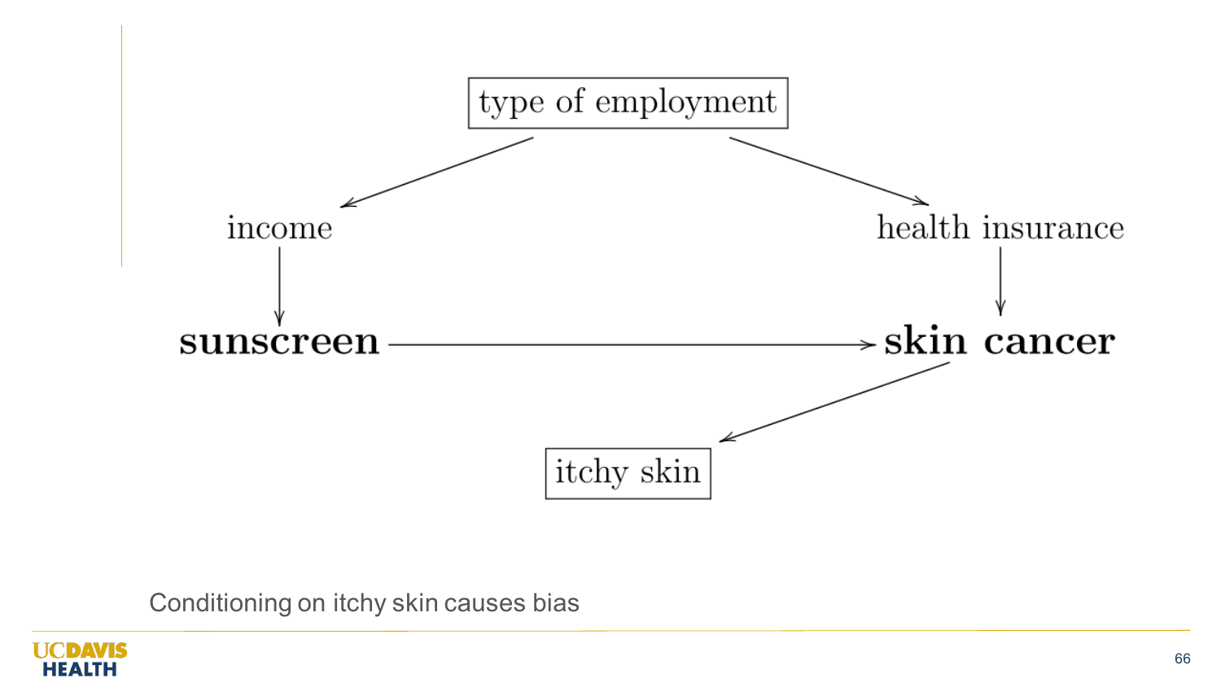type of employment

income

health insurance

**sunscreen**

**skin cancer**

itchy skin

Conditioning on itchy skin causes bias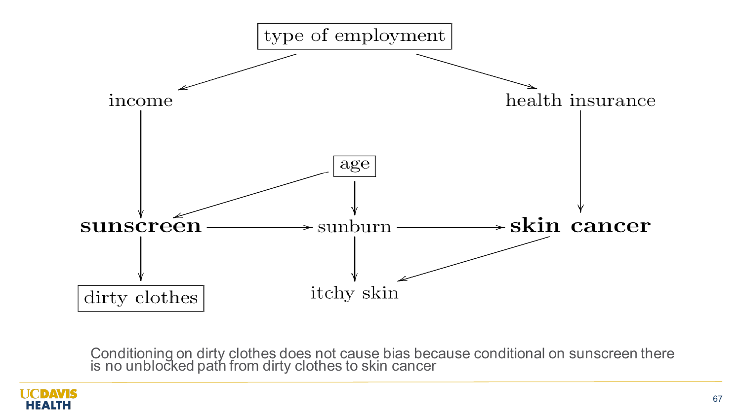type of employment

income

health insurance

age

**sunscreen** → sunburn → **skin cancer**

dirty clothes

itchy skin

Conditioning on dirty clothes does not cause bias because conditional on sunscreen there is no unblocked path from dirty clothes to skin cancer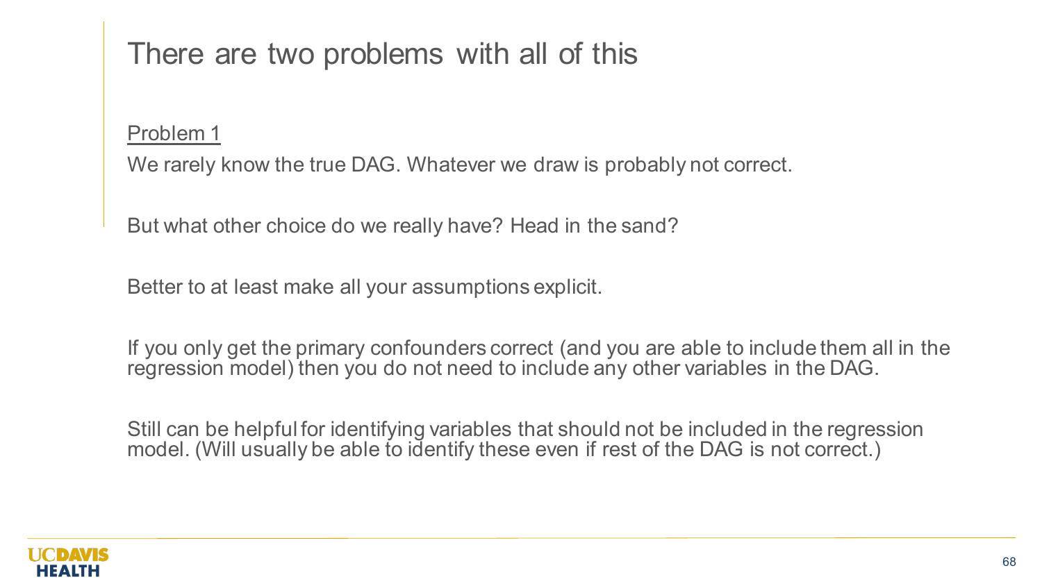# There are two problems with all of this

Problem 1

We rarely know the true DAG. Whatever we draw is probably not correct.

But what other choice do we really have? Head in the sand?

Better to at least make all your assumptions explicit.

If you only get the primary confounders correct (and you are able to include them all in the regression model) then you do not need to include any other variables in the DAG.

Still can be helpful for identifying variables that should not be included in the regression model. (Will usually be able to identify these even if rest of the DAG is not correct.)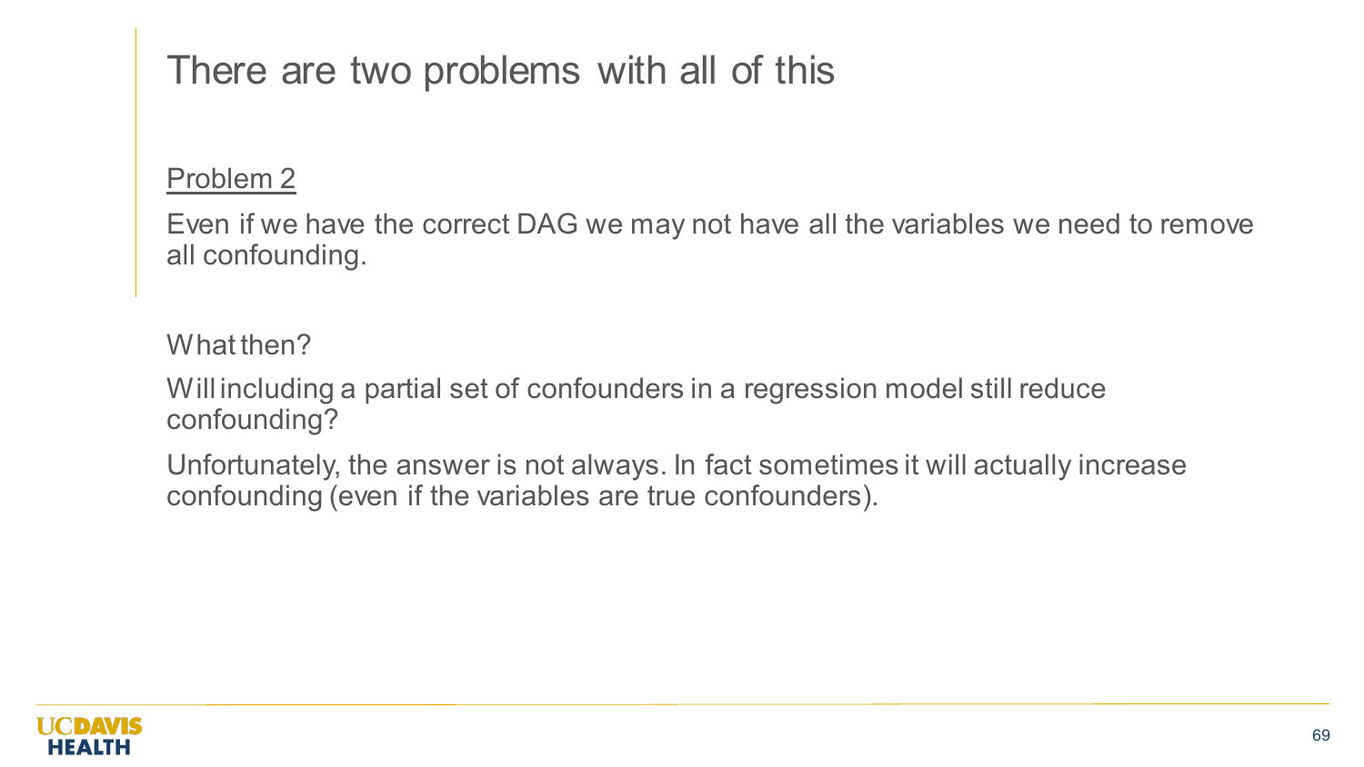# There are two problems with all of this

Problem 2

Even if we have the correct DAG we may not have all the variables we need to remove all confounding.

What then?

Will including a partial set of confounders in a regression model still reduce confounding?

Unfortunately, the answer is not always. In fact sometimes it will actually increase confounding (even if the variables are true confounders).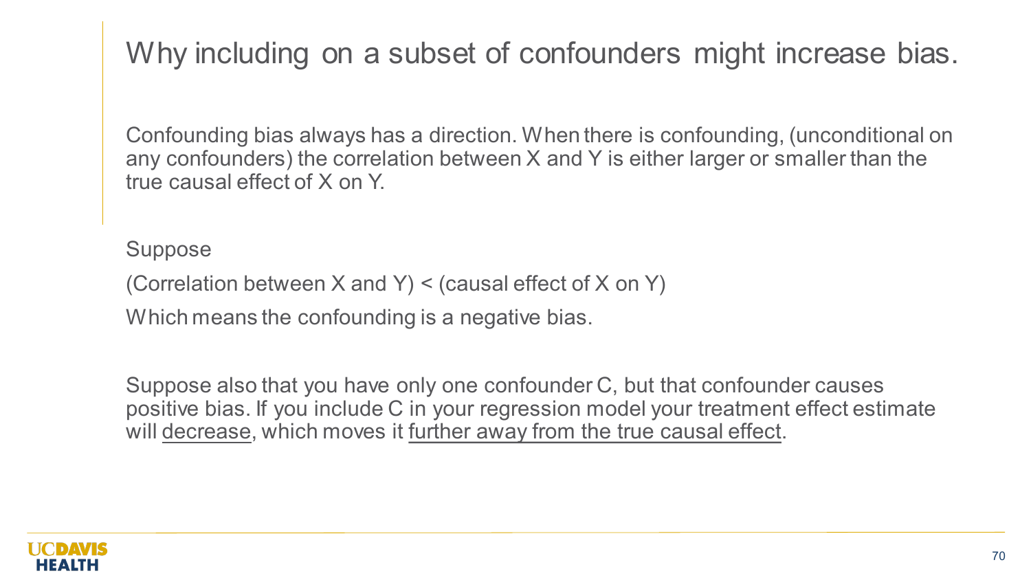# Why including on a subset of confounders might increase bias.

Confounding bias always has a direction. When there is confounding, (unconditional on any confounders) the correlation between X and Y is either larger or smaller than the true causal effect of X on Y.

Suppose

(Correlation between X and Y) < (causal effect of X on Y)

Which means the confounding is a negative bias.

Suppose also that you have only one confounder C, but that confounder causes positive bias. If you include C in your regression model your treatment effect estimate will <u>decrease</u>, which moves it <u>further away from the true causal effect</u>.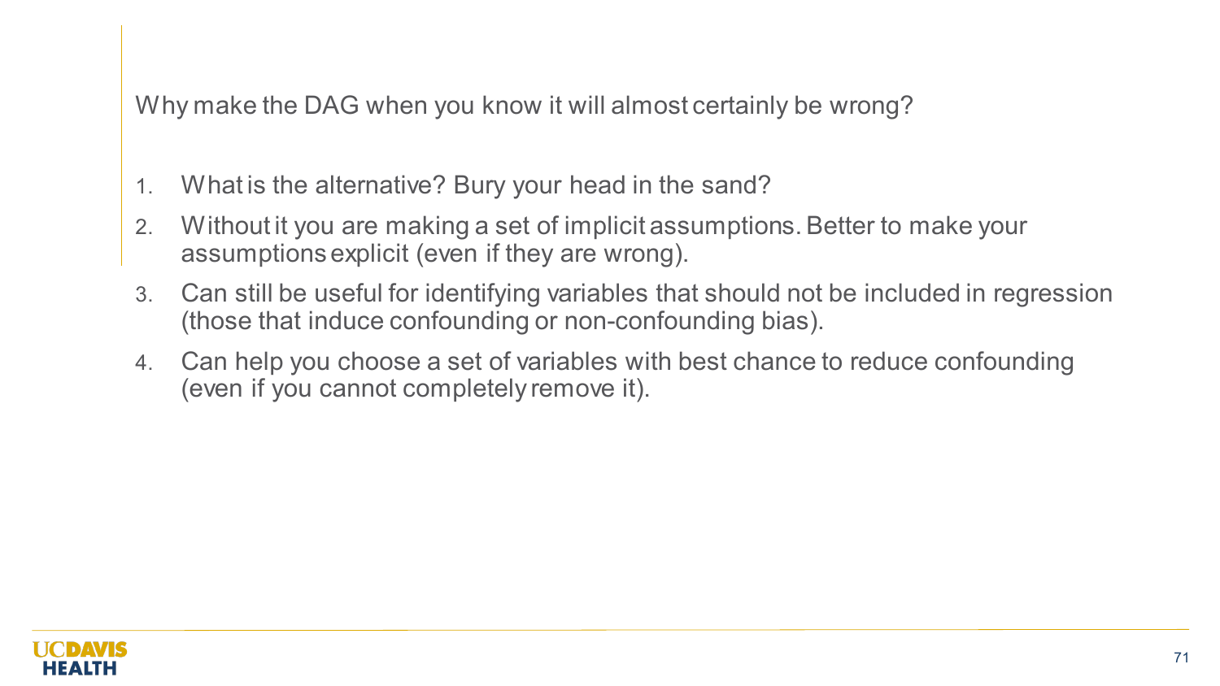Why make the DAG when you know it will almost certainly be wrong?

1. What is the alternative? Bury your head in the sand?
2. Without it you are making a set of implicit assumptions. Better to make your assumptions explicit (even if they are wrong).
3. Can still be useful for identifying variables that should not be included in regression (those that induce confounding or non-confounding bias).
4. Can help you choose a set of variables with best chance to reduce confounding (even if you cannot completely remove it).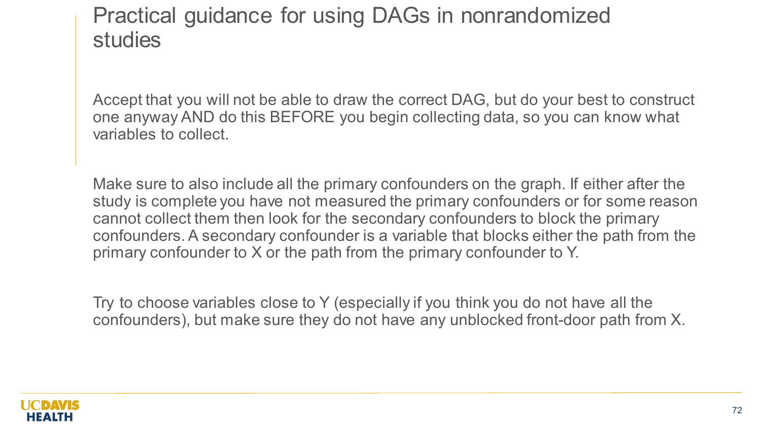# Practical guidance for using DAGs in nonrandomized studies

Accept that you will not be able to draw the correct DAG, but do your best to construct one anyway AND do this BEFORE you begin collecting data, so you can know what variables to collect.

Make sure to also include all the primary confounders on the graph. If either after the study is complete you have not measured the primary confounders or for some reason cannot collect them then look for the secondary confounders to block the primary confounders. A secondary confounder is a variable that blocks either the path from the primary confounder to X or the path from the primary confounder to Y.

Try to choose variables close to Y (especially if you think you do not have all the confounders), but make sure they do not have any unblocked front-door path from X.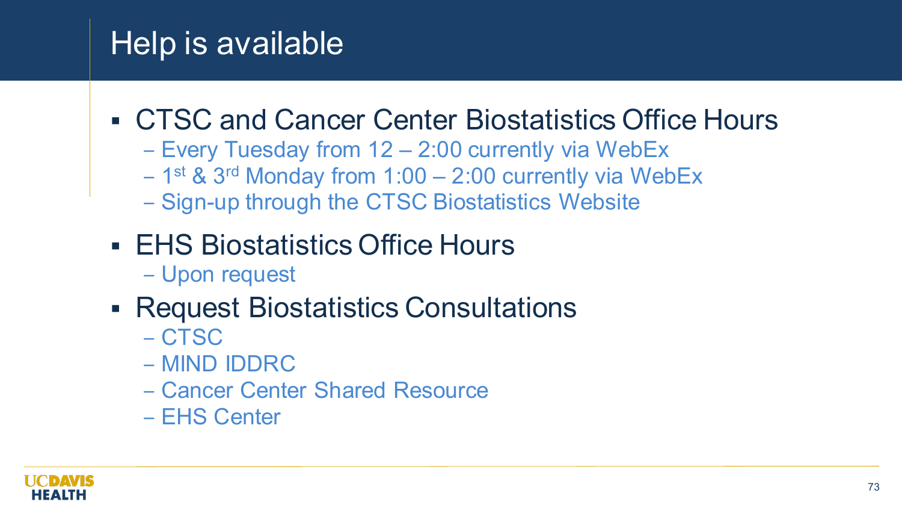# Help is available

- CTSC and Cancer Center Biostatistics Office Hours
  - Every Tuesday from 12 – 2:00 currently via WebEx
  - 1st & 3rd Monday from 1:00 – 2:00 currently via WebEx
  - Sign-up through the CTSC Biostatistics Website
- EHS Biostatistics Office Hours
  - Upon request
- Request Biostatistics Consultations
  - CTSC
  - MIND IDDRC
  - Cancer Center Shared Resource
  - EHS Center